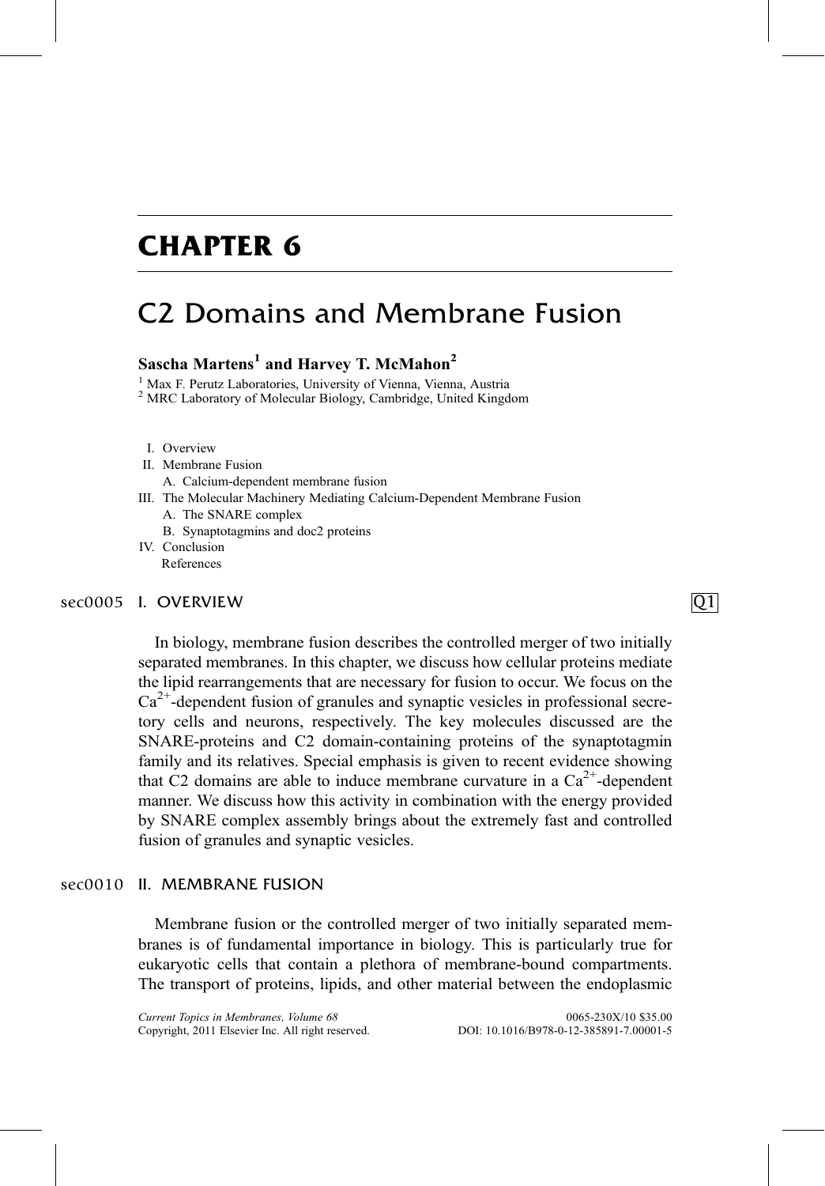# CHAPTER 6

# C2 Domains and Membrane Fusion

**Sascha Martens[1] and Harvey T. McMahon[2]**

[1] Max F. Perutz Laboratories, University of Vienna, Vienna, Austria
[2] MRC Laboratory of Molecular Biology, Cambridge, United Kingdom

- I. Overview
- II. Membrane Fusion
  - A. Calcium-dependent membrane fusion
- III. The Molecular Machinery Mediating Calcium-Dependent Membrane Fusion
  - A. The SNARE complex
  - B. Synaptotagmins and doc2 proteins
- IV. Conclusion
  - References

## I. OVERVIEW

In biology, membrane fusion describes the controlled merger of two initially separated membranes. In this chapter, we discuss how cellular proteins mediate the lipid rearrangements that are necessary for fusion to occur. We focus on the $Ca^{2+}$-dependent fusion of granules and synaptic vesicles in professional secretory cells and neurons, respectively. The key molecules discussed are the SNARE-proteins and C2 domain-containing proteins of the synaptotagmin family and its relatives. Special emphasis is given to recent evidence showing that C2 domains are able to induce membrane curvature in a $Ca^{2+}$-dependent manner. We discuss how this activity in combination with the energy provided by SNARE complex assembly brings about the extremely fast and controlled fusion of granules and synaptic vesicles.

## II. MEMBRANE FUSION

Membrane fusion or the controlled merger of two initially separated membranes is of fundamental importance in biology. This is particularly true for eukaryotic cells that contain a plethora of membrane-bound compartments. The transport of proteins, lipids, and other material between the endoplasmic

*Current Topics in Membranes, Volume 68* 0065-230X/10 $35.00
Copyright, 2011 Elsevier Inc. All right reserved. DOI: 10.1016/B978-0-12-385891-7.00001-5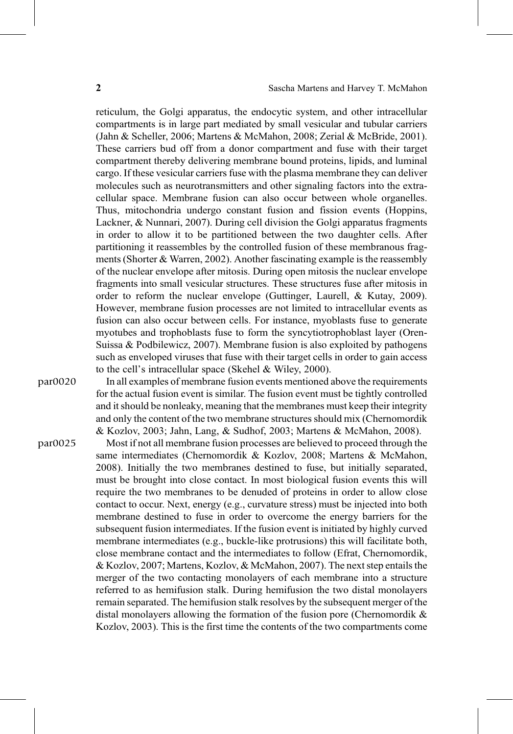reticulum, the Golgi apparatus, the endocytic system, and other intracellular compartments is in large part mediated by small vesicular and tubular carriers (Jahn & Scheller, 2006; Martens & McMahon, 2008; Zerial & McBride, 2001). These carriers bud off from a donor compartment and fuse with their target compartment thereby delivering membrane bound proteins, lipids, and luminal cargo. If these vesicular carriers fuse with the plasma membrane they can deliver molecules such as neurotransmitters and other signaling factors into the extracellular space. Membrane fusion can also occur between whole organelles. Thus, mitochondria undergo constant fusion and fission events (Hoppins, Lackner, & Nunnari, 2007). During cell division the Golgi apparatus fragments in order to allow it to be partitioned between the two daughter cells. After partitioning it reassembles by the controlled fusion of these membranous fragments (Shorter & Warren, 2002). Another fascinating example is the reassembly of the nuclear envelope after mitosis. During open mitosis the nuclear envelope fragments into small vesicular structures. These structures fuse after mitosis in order to reform the nuclear envelope (Guttinger, Laurell, & Kutay, 2009). However, membrane fusion processes are not limited to intracellular events as fusion can also occur between cells. For instance, myoblasts fuse to generate myotubes and trophoblasts fuse to form the syncytiotrophoblast layer (Oren-Suissa & Podbilewicz, 2007). Membrane fusion is also exploited by pathogens such as enveloped viruses that fuse with their target cells in order to gain access to the cell's intracellular space (Skehel & Wiley, 2000).

In all examples of membrane fusion events mentioned above the requirements for the actual fusion event is similar. The fusion event must be tightly controlled and it should be nonleaky, meaning that the membranes must keep their integrity and only the content of the two membrane structures should mix (Chernomordik & Kozlov, 2003; Jahn, Lang, & Sudhof, 2003; Martens & McMahon, 2008).

Most if not all membrane fusion processes are believed to proceed through the same intermediates (Chernomordik & Kozlov, 2008; Martens & McMahon, 2008). Initially the two membranes destined to fuse, but initially separated, must be brought into close contact. In most biological fusion events this will require the two membranes to be denuded of proteins in order to allow close contact to occur. Next, energy (e.g., curvature stress) must be injected into both membrane destined to fuse in order to overcome the energy barriers for the subsequent fusion intermediates. If the fusion event is initiated by highly curved membrane intermediates (e.g., buckle-like protrusions) this will facilitate both, close membrane contact and the intermediates to follow (Efrat, Chernomordik, & Kozlov, 2007; Martens, Kozlov, & McMahon, 2007). The next step entails the merger of the two contacting monolayers of each membrane into a structure referred to as hemifusion stalk. During hemifusion the two distal monolayers remain separated. The hemifusion stalk resolves by the subsequent merger of the distal monolayers allowing the formation of the fusion pore (Chernomordik & Kozlov, 2003). This is the first time the contents of the two compartments come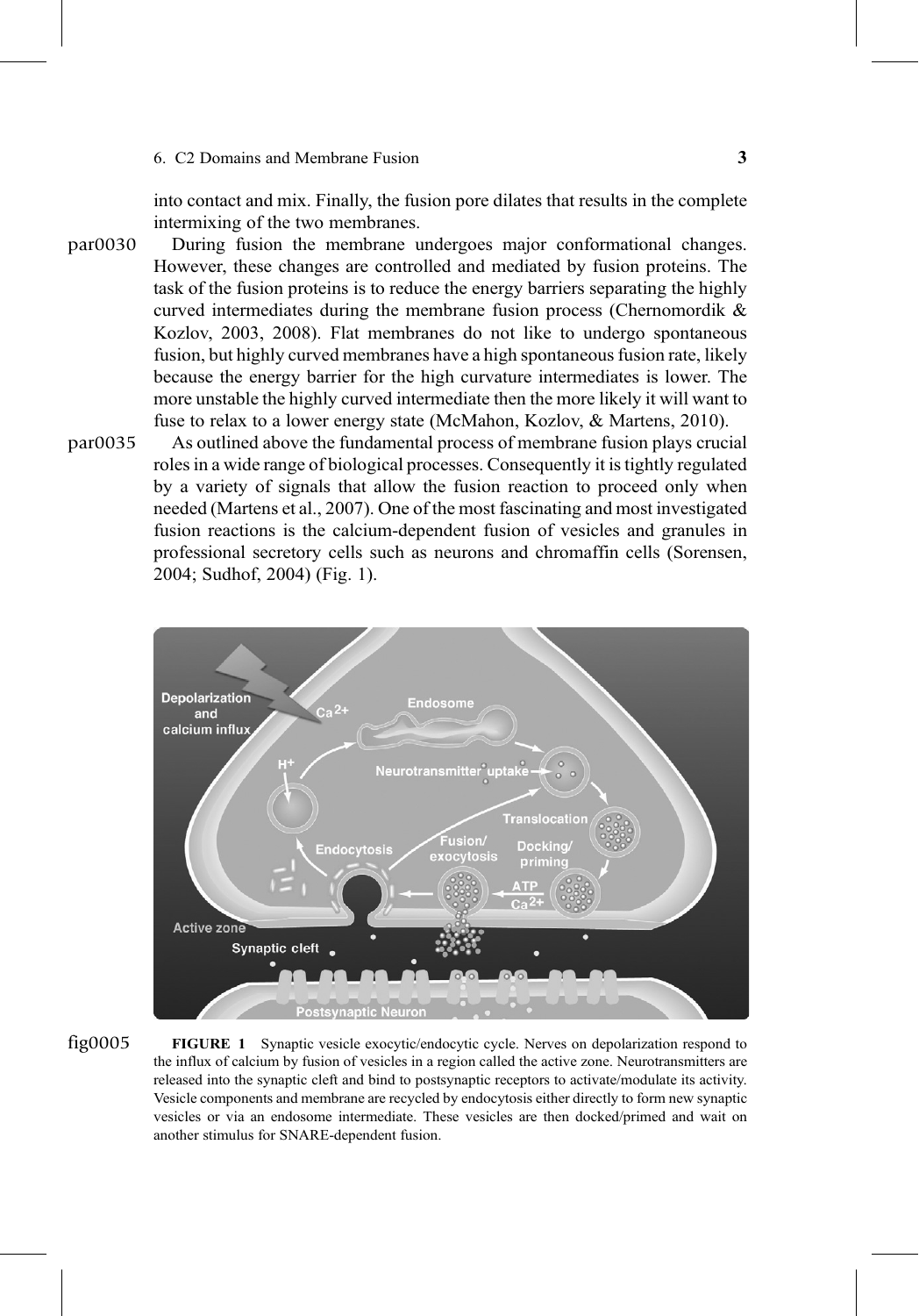into contact and mix. Finally, the fusion pore dilates that results in the complete intermixing of the two membranes.

During fusion the membrane undergoes major conformational changes. However, these changes are controlled and mediated by fusion proteins. The task of the fusion proteins is to reduce the energy barriers separating the highly curved intermediates during the membrane fusion process (Chernomordik & Kozlov, 2003, 2008). Flat membranes do not like to undergo spontaneous fusion, but highly curved membranes have a high spontaneous fusion rate, likely because the energy barrier for the high curvature intermediates is lower. The more unstable the highly curved intermediate then the more likely it will want to fuse to relax to a lower energy state (McMahon, Kozlov, & Martens, 2010).

As outlined above the fundamental process of membrane fusion plays crucial roles in a wide range of biological processes. Consequently it is tightly regulated by a variety of signals that allow the fusion reaction to proceed only when needed (Martens et al., 2007). One of the most fascinating and most investigated fusion reactions is the calcium-dependent fusion of vesicles and granules in professional secretory cells such as neurons and chromaffin cells (Sorensen, 2004; Sudhof, 2004) (Fig. 1).

**FIGURE 1** Synaptic vesicle exocytic/endocytic cycle. Nerves on depolarization respond to the influx of calcium by fusion of vesicles in a region called the active zone. Neurotransmitters are released into the synaptic cleft and bind to postsynaptic receptors to activate/modulate its activity. Vesicle components and membrane are recycled by endocytosis either directly to form new synaptic vesicles or via an endosome intermediate. These vesicles are then docked/primed and wait on another stimulus for SNARE-dependent fusion.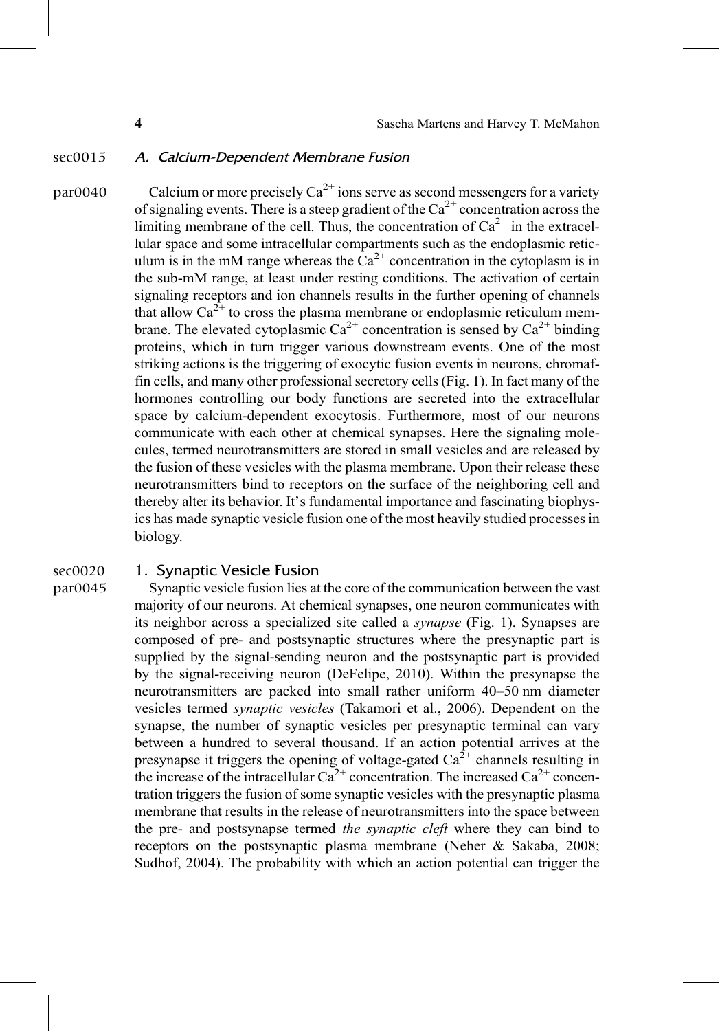### A. Calcium-Dependent Membrane Fusion

Calcium or more precisely $Ca^{2+}$ ions serve as second messengers for a variety of signaling events. There is a steep gradient of the $Ca^{2+}$ concentration across the limiting membrane of the cell. Thus, the concentration of $Ca^{2+}$ in the extracellular space and some intracellular compartments such as the endoplasmic reticulum is in the mM range whereas the $Ca^{2+}$ concentration in the cytoplasm is in the sub-mM range, at least under resting conditions. The activation of certain signaling receptors and ion channels results in the further opening of channels that allow $Ca^{2+}$ to cross the plasma membrane or endoplasmic reticulum membrane. The elevated cytoplasmic $Ca^{2+}$ concentration is sensed by $Ca^{2+}$ binding proteins, which in turn trigger various downstream events. One of the most striking actions is the triggering of exocytic fusion events in neurons, chromaffin cells, and many other professional secretory cells (Fig. 1). In fact many of the hormones controlling our body functions are secreted into the extracellular space by calcium-dependent exocytosis. Furthermore, most of our neurons communicate with each other at chemical synapses. Here the signaling molecules, termed neurotransmitters are stored in small vesicles and are released by the fusion of these vesicles with the plasma membrane. Upon their release these neurotransmitters bind to receptors on the surface of the neighboring cell and thereby alter its behavior. It's fundamental importance and fascinating biophysics has made synaptic vesicle fusion one of the most heavily studied processes in biology.

#### 1. Synaptic Vesicle Fusion

Synaptic vesicle fusion lies at the core of the communication between the vast majority of our neurons. At chemical synapses, one neuron communicates with its neighbor across a specialized site called a *synapse* (Fig. 1). Synapses are composed of pre- and postsynaptic structures where the presynaptic part is supplied by the signal-sending neuron and the postsynaptic part is provided by the signal-receiving neuron (DeFelipe, 2010). Within the presynapse the neurotransmitters are packed into small rather uniform 40–50 nm diameter vesicles termed *synaptic vesicles* (Takamori et al., 2006). Dependent on the synapse, the number of synaptic vesicles per presynaptic terminal can vary between a hundred to several thousand. If an action potential arrives at the presynapse it triggers the opening of voltage-gated $Ca^{2+}$ channels resulting in the increase of the intracellular $Ca^{2+}$ concentration. The increased $Ca^{2+}$ concentration triggers the fusion of some synaptic vesicles with the presynaptic plasma membrane that results in the release of neurotransmitters into the space between the pre- and postsynapse termed *the synaptic cleft* where they can bind to receptors on the postsynaptic plasma membrane (Neher & Sakaba, 2008; Sudhof, 2004). The probability with which an action potential can trigger the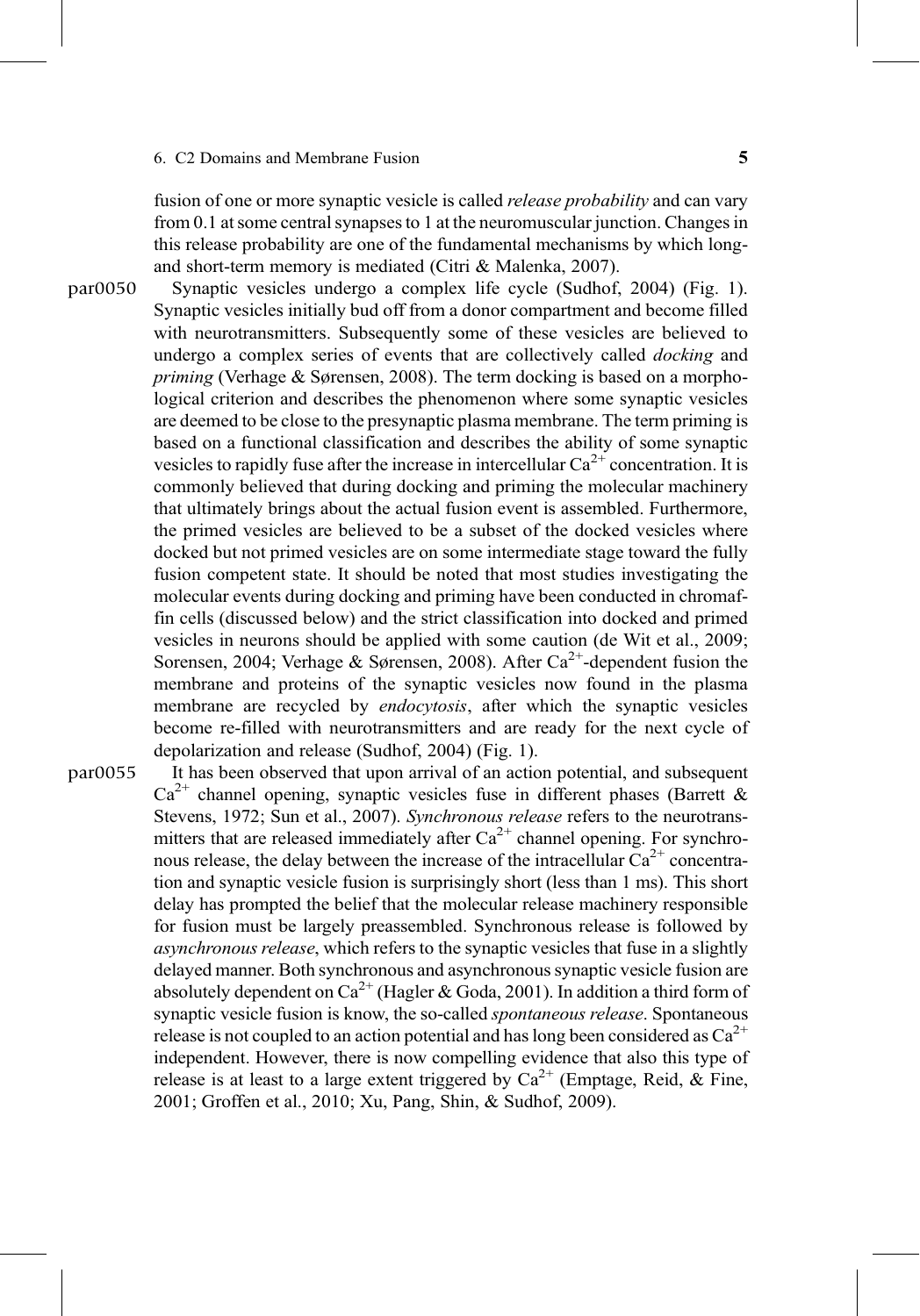fusion of one or more synaptic vesicle is called *release probability* and can vary from 0.1 at some central synapses to 1 at the neuromuscular junction. Changes in this release probability are one of the fundamental mechanisms by which long- and short-term memory is mediated (Citri & Malenka, 2007).

Synaptic vesicles undergo a complex life cycle (Sudhof, 2004) (Fig. 1). Synaptic vesicles initially bud off from a donor compartment and become filled with neurotransmitters. Subsequently some of these vesicles are believed to undergo a complex series of events that are collectively called *docking* and *priming* (Verhage & Sørensen, 2008). The term docking is based on a morphological criterion and describes the phenomenon where some synaptic vesicles are deemed to be close to the presynaptic plasma membrane. The term priming is based on a functional classification and describes the ability of some synaptic vesicles to rapidly fuse after the increase in intercellular $Ca^{2+}$ concentration. It is commonly believed that during docking and priming the molecular machinery that ultimately brings about the actual fusion event is assembled. Furthermore, the primed vesicles are believed to be a subset of the docked vesicles where docked but not primed vesicles are on some intermediate stage toward the fully fusion competent state. It should be noted that most studies investigating the molecular events during docking and priming have been conducted in chromaffin cells (discussed below) and the strict classification into docked and primed vesicles in neurons should be applied with some caution (de Wit et al., 2009; Sorensen, 2004; Verhage & Sørensen, 2008). After $Ca^{2+}$-dependent fusion the membrane and proteins of the synaptic vesicles now found in the plasma membrane are recycled by *endocytosis*, after which the synaptic vesicles become re-filled with neurotransmitters and are ready for the next cycle of depolarization and release (Sudhof, 2004) (Fig. 1).

It has been observed that upon arrival of an action potential, and subsequent $Ca^{2+}$ channel opening, synaptic vesicles fuse in different phases (Barrett & Stevens, 1972; Sun et al., 2007). *Synchronous release* refers to the neurotransmitters that are released immediately after $Ca^{2+}$ channel opening. For synchronous release, the delay between the increase of the intracellular $Ca^{2+}$ concentration and synaptic vesicle fusion is surprisingly short (less than 1 ms). This short delay has prompted the belief that the molecular release machinery responsible for fusion must be largely preassembled. Synchronous release is followed by *asynchronous release*, which refers to the synaptic vesicles that fuse in a slightly delayed manner. Both synchronous and asynchronous synaptic vesicle fusion are absolutely dependent on $Ca^{2+}$ (Hagler & Goda, 2001). In addition a third form of synaptic vesicle fusion is know, the so-called *spontaneous release*. Spontaneous release is not coupled to an action potential and has long been considered as $Ca^{2+}$ independent. However, there is now compelling evidence that also this type of release is at least to a large extent triggered by $Ca^{2+}$ (Emptage, Reid, & Fine, 2001; Groffen et al., 2010; Xu, Pang, Shin, & Sudhof, 2009).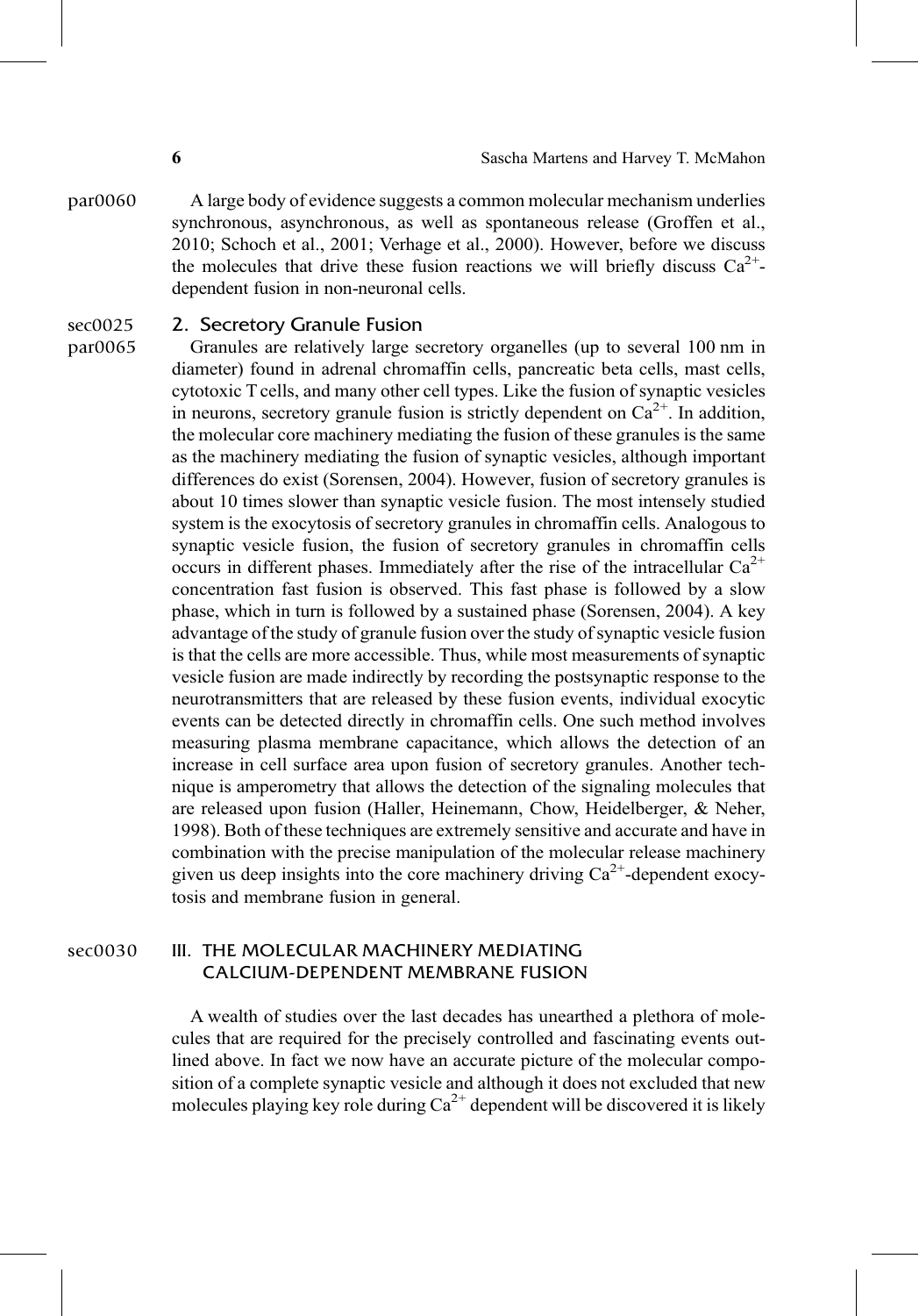A large body of evidence suggests a common molecular mechanism underlies synchronous, asynchronous, as well as spontaneous release (Groffen et al., 2010; Schoch et al., 2001; Verhage et al., 2000). However, before we discuss the molecules that drive these fusion reactions we will briefly discuss $Ca^{2+}$-dependent fusion in non-neuronal cells.

### 2. Secretory Granule Fusion

Granules are relatively large secretory organelles (up to several 100 nm in diameter) found in adrenal chromaffin cells, pancreatic beta cells, mast cells, cytotoxic T cells, and many other cell types. Like the fusion of synaptic vesicles in neurons, secretory granule fusion is strictly dependent on $Ca^{2+}$. In addition, the molecular core machinery mediating the fusion of these granules is the same as the machinery mediating the fusion of synaptic vesicles, although important differences do exist (Sorensen, 2004). However, fusion of secretory granules is about 10 times slower than synaptic vesicle fusion. The most intensely studied system is the exocytosis of secretory granules in chromaffin cells. Analogous to synaptic vesicle fusion, the fusion of secretory granules in chromaffin cells occurs in different phases. Immediately after the rise of the intracellular $Ca^{2+}$ concentration fast fusion is observed. This fast phase is followed by a slow phase, which in turn is followed by a sustained phase (Sorensen, 2004). A key advantage of the study of granule fusion over the study of synaptic vesicle fusion is that the cells are more accessible. Thus, while most measurements of synaptic vesicle fusion are made indirectly by recording the postsynaptic response to the neurotransmitters that are released by these fusion events, individual exocytic events can be detected directly in chromaffin cells. One such method involves measuring plasma membrane capacitance, which allows the detection of an increase in cell surface area upon fusion of secretory granules. Another technique is amperometry that allows the detection of the signaling molecules that are released upon fusion (Haller, Heinemann, Chow, Heidelberger, & Neher, 1998). Both of these techniques are extremely sensitive and accurate and have in combination with the precise manipulation of the molecular release machinery given us deep insights into the core machinery driving $Ca^{2+}$-dependent exocytosis and membrane fusion in general.

## III. THE MOLECULAR MACHINERY MEDIATING CALCIUM-DEPENDENT MEMBRANE FUSION

A wealth of studies over the last decades has unearthed a plethora of molecules that are required for the precisely controlled and fascinating events outlined above. In fact we now have an accurate picture of the molecular composition of a complete synaptic vesicle and although it does not excluded that new molecules playing key role during $Ca^{2+}$ dependent will be discovered it is likely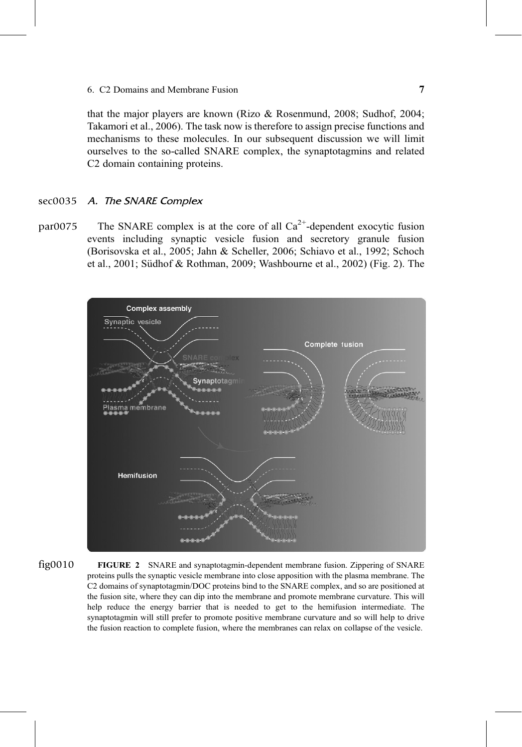that the major players are known (Rizo & Rosenmund, 2008; Sudhof, 2004; Takamori et al., 2006). The task now is therefore to assign precise functions and mechanisms to these molecules. In our subsequent discussion we will limit ourselves to the so-called SNARE complex, the synaptotagmins and related C2 domain containing proteins.

### *A. The SNARE Complex*

The SNARE complex is at the core of all $Ca^{2+}$-dependent exocytic fusion events including synaptic vesicle fusion and secretory granule fusion (Borisovska et al., 2005; Jahn & Scheller, 2006; Schiavo et al., 1992; Schoch et al., 2001; Südhof & Rothman, 2009; Washbourne et al., 2002) (Fig. 2). The

**FIGURE 2** SNARE and synaptotagmin-dependent membrane fusion. Zippering of SNARE proteins pulls the synaptic vesicle membrane into close apposition with the plasma membrane. The C2 domains of synaptotagmin/DOC proteins bind to the SNARE complex, and so are positioned at the fusion site, where they can dip into the membrane and promote membrane curvature. This will help reduce the energy barrier that is needed to get to the hemifusion intermediate. The synaptotagmin will still prefer to promote positive membrane curvature and so will help to drive the fusion reaction to complete fusion, where the membranes can relax on collapse of the vesicle.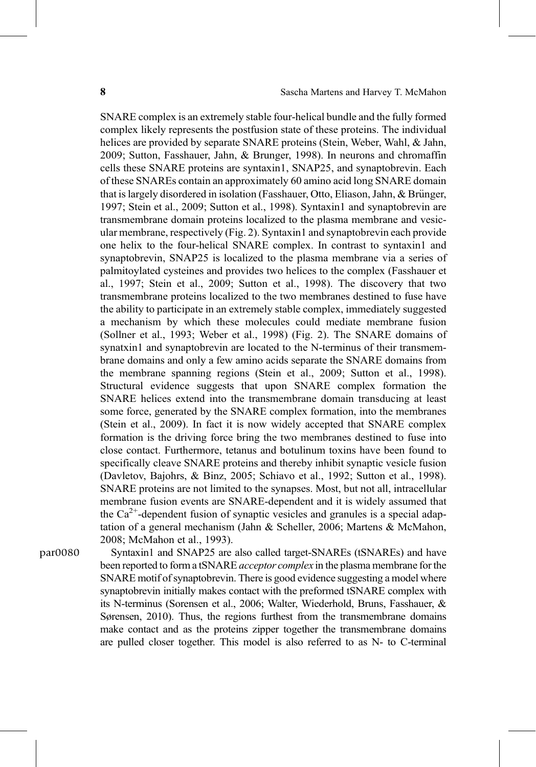SNARE complex is an extremely stable four-helical bundle and the fully formed complex likely represents the postfusion state of these proteins. The individual helices are provided by separate SNARE proteins (Stein, Weber, Wahl, & Jahn, 2009; Sutton, Fasshauer, Jahn, & Brunger, 1998). In neurons and chromaffin cells these SNARE proteins are syntaxin1, SNAP25, and synaptobrevin. Each of these SNAREs contain an approximately 60 amino acid long SNARE domain that is largely disordered in isolation (Fasshauer, Otto, Eliason, Jahn, & Brünger, 1997; Stein et al., 2009; Sutton et al., 1998). Syntaxin1 and synaptobrevin are transmembrane domain proteins localized to the plasma membrane and vesicular membrane, respectively (Fig. 2). Syntaxin1 and synaptobrevin each provide one helix to the four-helical SNARE complex. In contrast to syntaxin1 and synaptobrevin, SNAP25 is localized to the plasma membrane via a series of palmitoylated cysteines and provides two helices to the complex (Fasshauer et al., 1997; Stein et al., 2009; Sutton et al., 1998). The discovery that two transmembrane proteins localized to the two membranes destined to fuse have the ability to participate in an extremely stable complex, immediately suggested a mechanism by which these molecules could mediate membrane fusion (Sollner et al., 1993; Weber et al., 1998) (Fig. 2). The SNARE domains of synatxin1 and synaptobrevin are located to the N-terminus of their transmembrane domains and only a few amino acids separate the SNARE domains from the membrane spanning regions (Stein et al., 2009; Sutton et al., 1998). Structural evidence suggests that upon SNARE complex formation the SNARE helices extend into the transmembrane domain transducing at least some force, generated by the SNARE complex formation, into the membranes (Stein et al., 2009). In fact it is now widely accepted that SNARE complex formation is the driving force bring the two membranes destined to fuse into close contact. Furthermore, tetanus and botulinum toxins have been found to specifically cleave SNARE proteins and thereby inhibit synaptic vesicle fusion (Davletov, Bajohrs, & Binz, 2005; Schiavo et al., 1992; Sutton et al., 1998). SNARE proteins are not limited to the synapses. Most, but not all, intracellular membrane fusion events are SNARE-dependent and it is widely assumed that the $Ca^{2+}$-dependent fusion of synaptic vesicles and granules is a special adaptation of a general mechanism (Jahn & Scheller, 2006; Martens & McMahon, 2008; McMahon et al., 1993).

Syntaxin1 and SNAP25 are also called target-SNAREs (tSNAREs) and have been reported to form a tSNARE *acceptor complex* in the plasma membrane for the SNARE motif of synaptobrevin. There is good evidence suggesting a model where synaptobrevin initially makes contact with the preformed tSNARE complex with its N-terminus (Sorensen et al., 2006; Walter, Wiederhold, Bruns, Fasshauer, & Sørensen, 2010). Thus, the regions furthest from the transmembrane domains make contact and as the proteins zipper together the transmembrane domains are pulled closer together. This model is also referred to as N- to C-terminal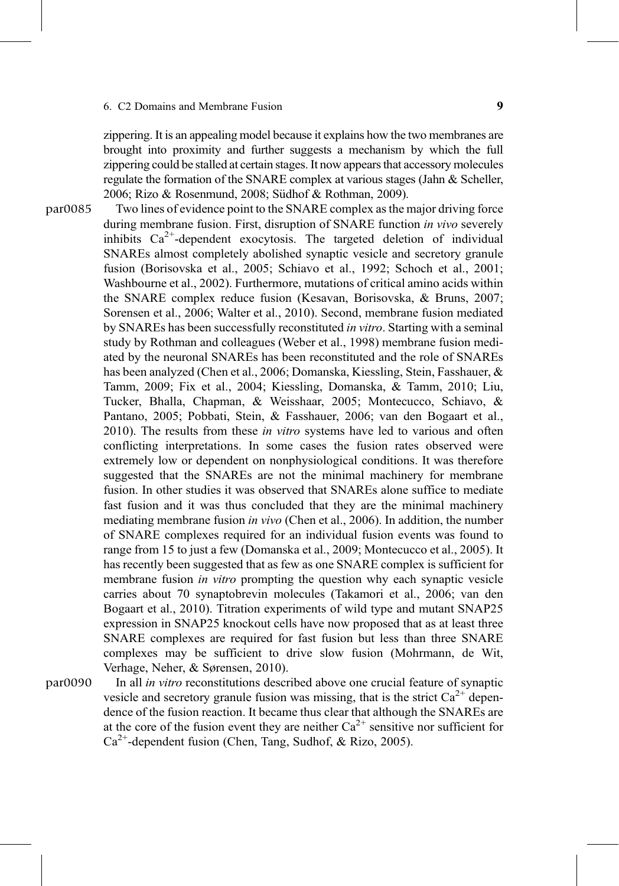zippering. It is an appealing model because it explains how the two membranes are brought into proximity and further suggests a mechanism by which the full zippering could be stalled at certain stages. It now appears that accessory molecules regulate the formation of the SNARE complex at various stages (Jahn & Scheller, 2006; Rizo & Rosenmund, 2008; Südhof & Rothman, 2009).

Two lines of evidence point to the SNARE complex as the major driving force during membrane fusion. First, disruption of SNARE function *in vivo* severely inhibits $Ca^{2+}$-dependent exocytosis. The targeted deletion of individual SNAREs almost completely abolished synaptic vesicle and secretory granule fusion (Borisovska et al., 2005; Schiavo et al., 1992; Schoch et al., 2001; Washbourne et al., 2002). Furthermore, mutations of critical amino acids within the SNARE complex reduce fusion (Kesavan, Borisovska, & Bruns, 2007; Sorensen et al., 2006; Walter et al., 2010). Second, membrane fusion mediated by SNAREs has been successfully reconstituted *in vitro*. Starting with a seminal study by Rothman and colleagues (Weber et al., 1998) membrane fusion mediated by the neuronal SNAREs has been reconstituted and the role of SNAREs has been analyzed (Chen et al., 2006; Domanska, Kiessling, Stein, Fasshauer, & Tamm, 2009; Fix et al., 2004; Kiessling, Domanska, & Tamm, 2010; Liu, Tucker, Bhalla, Chapman, & Weisshaar, 2005; Montecucco, Schiavo, & Pantano, 2005; Pobbati, Stein, & Fasshauer, 2006; van den Bogaart et al., 2010). The results from these *in vitro* systems have led to various and often conflicting interpretations. In some cases the fusion rates observed were extremely low or dependent on nonphysiological conditions. It was therefore suggested that the SNAREs are not the minimal machinery for membrane fusion. In other studies it was observed that SNAREs alone suffice to mediate fast fusion and it was thus concluded that they are the minimal machinery mediating membrane fusion *in vivo* (Chen et al., 2006). In addition, the number of SNARE complexes required for an individual fusion events was found to range from 15 to just a few (Domanska et al., 2009; Montecucco et al., 2005). It has recently been suggested that as few as one SNARE complex is sufficient for membrane fusion *in vitro* prompting the question why each synaptic vesicle carries about 70 synaptobrevin molecules (Takamori et al., 2006; van den Bogaart et al., 2010). Titration experiments of wild type and mutant SNAP25 expression in SNAP25 knockout cells have now proposed that as at least three SNARE complexes are required for fast fusion but less than three SNARE complexes may be sufficient to drive slow fusion (Mohrmann, de Wit, Verhage, Neher, & Sørensen, 2010).

In all *in vitro* reconstitutions described above one crucial feature of synaptic vesicle and secretory granule fusion was missing, that is the strict $Ca^{2+}$ dependence of the fusion reaction. It became thus clear that although the SNAREs are at the core of the fusion event they are neither $Ca^{2+}$ sensitive nor sufficient for $Ca^{2+}$-dependent fusion (Chen, Tang, Sudhof, & Rizo, 2005).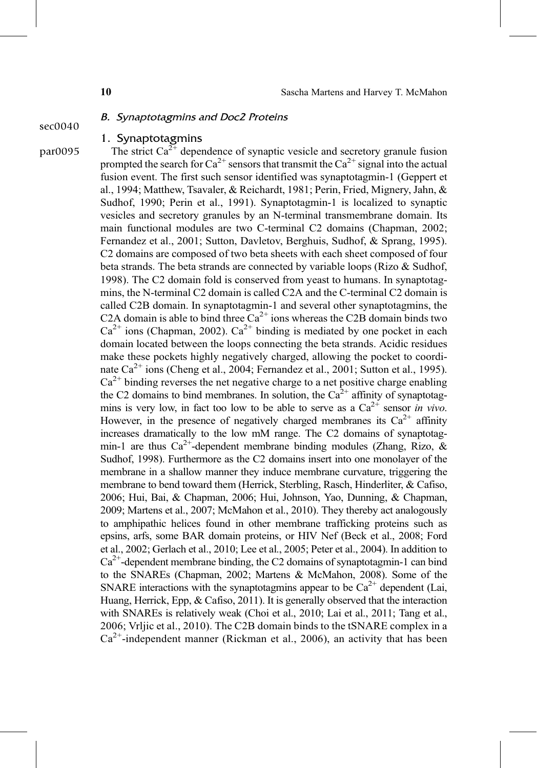### B. Synaptotagmins and Doc2 Proteins

#### 1. Synaptotagmins

The strict $Ca^{2+}$ dependence of synaptic vesicle and secretory granule fusion prompted the search for $Ca^{2+}$ sensors that transmit the $Ca^{2+}$ signal into the actual fusion event. The first such sensor identified was synaptotagmin-1 (Geppert et al., 1994; Matthew, Tsavaler, & Reichardt, 1981; Perin, Fried, Mignery, Jahn, & Sudhof, 1990; Perin et al., 1991). Synaptotagmin-1 is localized to synaptic vesicles and secretory granules by an N-terminal transmembrane domain. Its main functional modules are two C-terminal C2 domains (Chapman, 2002; Fernandez et al., 2001; Sutton, Davletov, Berghuis, Sudhof, & Sprang, 1995). C2 domains are composed of two beta sheets with each sheet composed of four beta strands. The beta strands are connected by variable loops (Rizo & Sudhof, 1998). The C2 domain fold is conserved from yeast to humans. In synaptotagmins, the N-terminal C2 domain is called C2A and the C-terminal C2 domain is called C2B domain. In synaptotagmin-1 and several other synaptotagmins, the C2A domain is able to bind three $Ca^{2+}$ ions whereas the C2B domain binds two $Ca^{2+}$ ions (Chapman, 2002). $Ca^{2+}$ binding is mediated by one pocket in each domain located between the loops connecting the beta strands. Acidic residues make these pockets highly negatively charged, allowing the pocket to coordinate $Ca^{2+}$ ions (Cheng et al., 2004; Fernandez et al., 2001; Sutton et al., 1995). $Ca^{2+}$ binding reverses the net negative charge to a net positive charge enabling the C2 domains to bind membranes. In solution, the $Ca^{2+}$ affinity of synaptotagmins is very low, in fact too low to be able to serve as a $Ca^{2+}$ sensor *in vivo*. However, in the presence of negatively charged membranes its $Ca^{2+}$ affinity increases dramatically to the low mM range. The C2 domains of synaptotagmin-1 are thus $Ca^{2+}$-dependent membrane binding modules (Zhang, Rizo, & Sudhof, 1998). Furthermore as the C2 domains insert into one monolayer of the membrane in a shallow manner they induce membrane curvature, triggering the membrane to bend toward them (Herrick, Sterbling, Rasch, Hinderliter, & Cafiso, 2006; Hui, Bai, & Chapman, 2006; Hui, Johnson, Yao, Dunning, & Chapman, 2009; Martens et al., 2007; McMahon et al., 2010). They thereby act analogously to amphipathic helices found in other membrane trafficking proteins such as epsins, arfs, some BAR domain proteins, or HIV Nef (Beck et al., 2008; Ford et al., 2002; Gerlach et al., 2010; Lee et al., 2005; Peter et al., 2004). In addition to $Ca^{2+}$-dependent membrane binding, the C2 domains of synaptotagmin-1 can bind to the SNAREs (Chapman, 2002; Martens & McMahon, 2008). Some of the SNARE interactions with the synaptotagmins appear to be $Ca^{2+}$ dependent (Lai, Huang, Herrick, Epp, & Cafiso, 2011). It is generally observed that the interaction with SNAREs is relatively weak (Choi et al., 2010; Lai et al., 2011; Tang et al., 2006; Vrljic et al., 2010). The C2B domain binds to the tSNARE complex in a $Ca^{2+}$-independent manner (Rickman et al., 2006), an activity that has been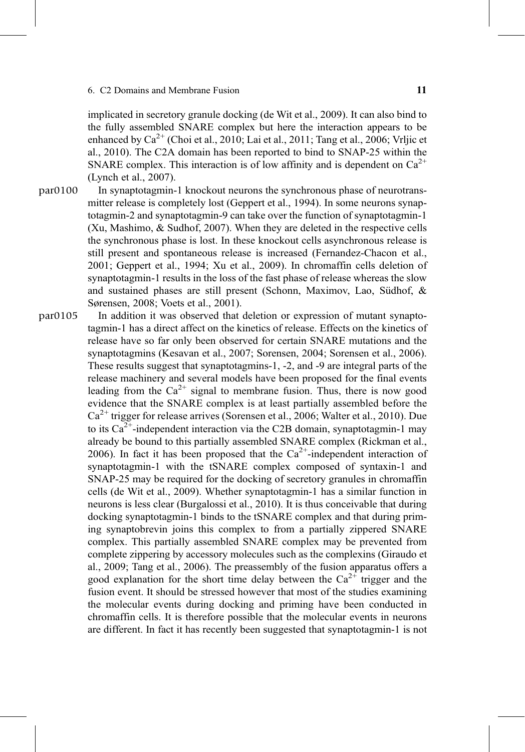implicated in secretory granule docking (de Wit et al., 2009). It can also bind to the fully assembled SNARE complex but here the interaction appears to be enhanced by $Ca^{2+}$ (Choi et al., 2010; Lai et al., 2011; Tang et al., 2006; Vrljic et al., 2010). The C2A domain has been reported to bind to SNAP-25 within the SNARE complex. This interaction is of low affinity and is dependent on $Ca^{2+}$ (Lynch et al., 2007).

In synaptotagmin-1 knockout neurons the synchronous phase of neurotransmitter release is completely lost (Geppert et al., 1994). In some neurons synaptotagmin-2 and synaptotagmin-9 can take over the function of synaptotagmin-1 (Xu, Mashimo, & Sudhof, 2007). When they are deleted in the respective cells the synchronous phase is lost. In these knockout cells asynchronous release is still present and spontaneous release is increased (Fernandez-Chacon et al., 2001; Geppert et al., 1994; Xu et al., 2009). In chromaffin cells deletion of synaptotagmin-1 results in the loss of the fast phase of release whereas the slow and sustained phases are still present (Schonn, Maximov, Lao, Südhof, & Sørensen, 2008; Voets et al., 2001).

In addition it was observed that deletion or expression of mutant synaptotagmin-1 has a direct affect on the kinetics of release. Effects on the kinetics of release have so far only been observed for certain SNARE mutations and the synaptotagmins (Kesavan et al., 2007; Sorensen, 2004; Sorensen et al., 2006). These results suggest that synaptotagmins-1, -2, and -9 are integral parts of the release machinery and several models have been proposed for the final events leading from the $Ca^{2+}$ signal to membrane fusion. Thus, there is now good evidence that the SNARE complex is at least partially assembled before the $Ca^{2+}$ trigger for release arrives (Sorensen et al., 2006; Walter et al., 2010). Due to its $Ca^{2+}$-independent interaction via the C2B domain, synaptotagmin-1 may already be bound to this partially assembled SNARE complex (Rickman et al., 2006). In fact it has been proposed that the $Ca^{2+}$-independent interaction of synaptotagmin-1 with the tSNARE complex composed of syntaxin-1 and SNAP-25 may be required for the docking of secretory granules in chromaffin cells (de Wit et al., 2009). Whether synaptotagmin-1 has a similar function in neurons is less clear (Burgalossi et al., 2010). It is thus conceivable that during docking synaptotagmin-1 binds to the tSNARE complex and that during priming synaptobrevin joins this complex to from a partially zippered SNARE complex. This partially assembled SNARE complex may be prevented from complete zippering by accessory molecules such as the complexins (Giraudo et al., 2009; Tang et al., 2006). The preassembly of the fusion apparatus offers a good explanation for the short time delay between the $Ca^{2+}$ trigger and the fusion event. It should be stressed however that most of the studies examining the molecular events during docking and priming have been conducted in chromaffin cells. It is therefore possible that the molecular events in neurons are different. In fact it has recently been suggested that synaptotagmin-1 is not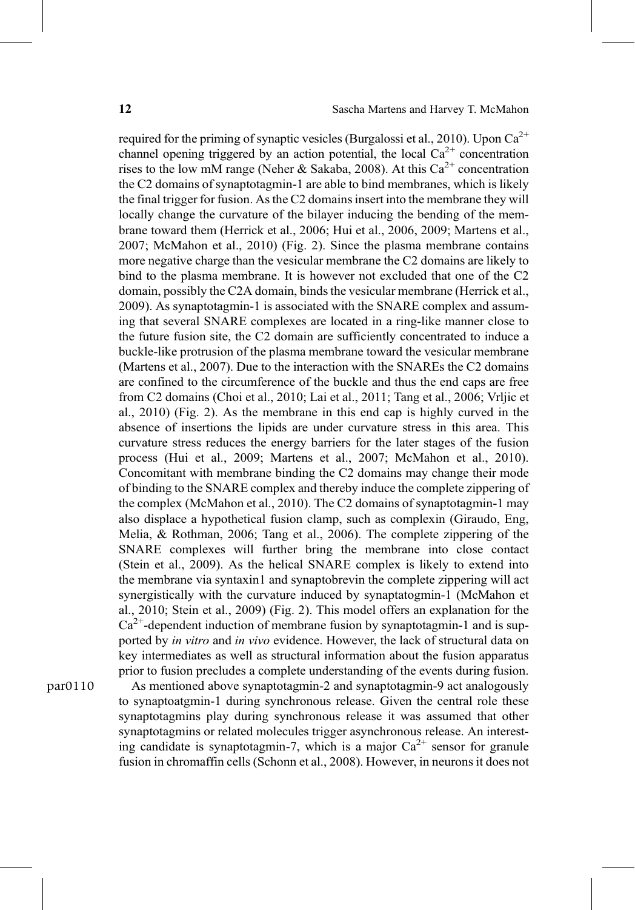required for the priming of synaptic vesicles (Burgalossi et al., 2010). Upon $Ca^{2+}$ channel opening triggered by an action potential, the local $Ca^{2+}$ concentration rises to the low mM range (Neher & Sakaba, 2008). At this $Ca^{2+}$ concentration the C2 domains of synaptotagmin-1 are able to bind membranes, which is likely the final trigger for fusion. As the C2 domains insert into the membrane they will locally change the curvature of the bilayer inducing the bending of the membrane toward them (Herrick et al., 2006; Hui et al., 2006, 2009; Martens et al., 2007; McMahon et al., 2010) (Fig. 2). Since the plasma membrane contains more negative charge than the vesicular membrane the C2 domains are likely to bind to the plasma membrane. It is however not excluded that one of the C2 domain, possibly the C2A domain, binds the vesicular membrane (Herrick et al., 2009). As synaptotagmin-1 is associated with the SNARE complex and assuming that several SNARE complexes are located in a ring-like manner close to the future fusion site, the C2 domain are sufficiently concentrated to induce a buckle-like protrusion of the plasma membrane toward the vesicular membrane (Martens et al., 2007). Due to the interaction with the SNAREs the C2 domains are confined to the circumference of the buckle and thus the end caps are free from C2 domains (Choi et al., 2010; Lai et al., 2011; Tang et al., 2006; Vrljic et al., 2010) (Fig. 2). As the membrane in this end cap is highly curved in the absence of insertions the lipids are under curvature stress in this area. This curvature stress reduces the energy barriers for the later stages of the fusion process (Hui et al., 2009; Martens et al., 2007; McMahon et al., 2010). Concomitant with membrane binding the C2 domains may change their mode of binding to the SNARE complex and thereby induce the complete zippering of the complex (McMahon et al., 2010). The C2 domains of synaptotagmin-1 may also displace a hypothetical fusion clamp, such as complexin (Giraudo, Eng, Melia, & Rothman, 2006; Tang et al., 2006). The complete zippering of the SNARE complexes will further bring the membrane into close contact (Stein et al., 2009). As the helical SNARE complex is likely to extend into the membrane via syntaxin1 and synaptobrevin the complete zippering will act synergistically with the curvature induced by synaptagtogmin-1 (McMahon et al., 2010; Stein et al., 2009) (Fig. 2). This model offers an explanation for the $Ca^{2+}$-dependent induction of membrane fusion by synaptotagmin-1 and is supported by *in vitro* and *in vivo* evidence. However, the lack of structural data on key intermediates as well as structural information about the fusion apparatus prior to fusion precludes a complete understanding of the events during fusion.

As mentioned above synaptotagmin-2 and synaptotagmin-9 act analogously to synaptoatgmin-1 during synchronous release. Given the central role these synaptotagmins play during synchronous release it was assumed that other synaptotagmins or related molecules trigger asynchronous release. An interesting candidate is synaptotagmin-7, which is a major $Ca^{2+}$ sensor for granule fusion in chromaffin cells (Schonn et al., 2008). However, in neurons it does not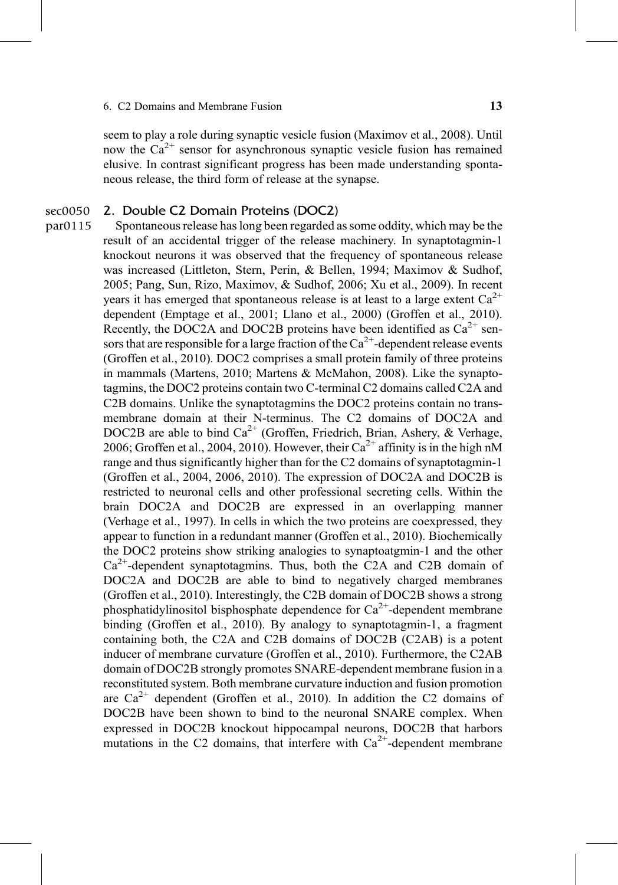seem to play a role during synaptic vesicle fusion (Maximov et al., 2008). Until now the $Ca^{2+}$ sensor for asynchronous synaptic vesicle fusion has remained elusive. In contrast significant progress has been made understanding spontaneous release, the third form of release at the synapse.

## 2. Double C2 Domain Proteins (DOC2)

Spontaneous release has long been regarded as some oddity, which may be the result of an accidental trigger of the release machinery. In synaptotagmin-1 knockout neurons it was observed that the frequency of spontaneous release was increased (Littleton, Stern, Perin, & Bellen, 1994; Maximov & Sudhof, 2005; Pang, Sun, Rizo, Maximov, & Sudhof, 2006; Xu et al., 2009). In recent years it has emerged that spontaneous release is at least to a large extent $Ca^{2+}$ dependent (Emptage et al., 2001; Llano et al., 2000) (Groffen et al., 2010). Recently, the DOC2A and DOC2B proteins have been identified as $Ca^{2+}$ sensors that are responsible for a large fraction of the $Ca^{2+}$-dependent release events (Groffen et al., 2010). DOC2 comprises a small protein family of three proteins in mammals (Martens, 2010; Martens & McMahon, 2008). Like the synaptotagmins, the DOC2 proteins contain two C-terminal C2 domains called C2A and C2B domains. Unlike the synaptotagmins the DOC2 proteins contain no transmembrane domain at their N-terminus. The C2 domains of DOC2A and DOC2B are able to bind $Ca^{2+}$ (Groffen, Friedrich, Brian, Ashery, & Verhage, 2006; Groffen et al., 2004, 2010). However, their $Ca^{2+}$ affinity is in the high nM range and thus significantly higher than for the C2 domains of synaptotagmin-1 (Groffen et al., 2004, 2006, 2010). The expression of DOC2A and DOC2B is restricted to neuronal cells and other professional secreting cells. Within the brain DOC2A and DOC2B are expressed in an overlapping manner (Verhage et al., 1997). In cells in which the two proteins are coexpressed, they appear to function in a redundant manner (Groffen et al., 2010). Biochemically the DOC2 proteins show striking analogies to synaptoatgmin-1 and the other $Ca^{2+}$-dependent synaptotagmins. Thus, both the C2A and C2B domain of DOC2A and DOC2B are able to bind to negatively charged membranes (Groffen et al., 2010). Interestingly, the C2B domain of DOC2B shows a strong phosphatidylinositol bisphosphate dependence for $Ca^{2+}$-dependent membrane binding (Groffen et al., 2010). By analogy to synaptotagmin-1, a fragment containing both, the C2A and C2B domains of DOC2B (C2AB) is a potent inducer of membrane curvature (Groffen et al., 2010). Furthermore, the C2AB domain of DOC2B strongly promotes SNARE-dependent membrane fusion in a reconstituted system. Both membrane curvature induction and fusion promotion are $Ca^{2+}$ dependent (Groffen et al., 2010). In addition the C2 domains of DOC2B have been shown to bind to the neuronal SNARE complex. When expressed in DOC2B knockout hippocampal neurons, DOC2B that harbors mutations in the C2 domains, that interfere with $Ca^{2+}$-dependent membrane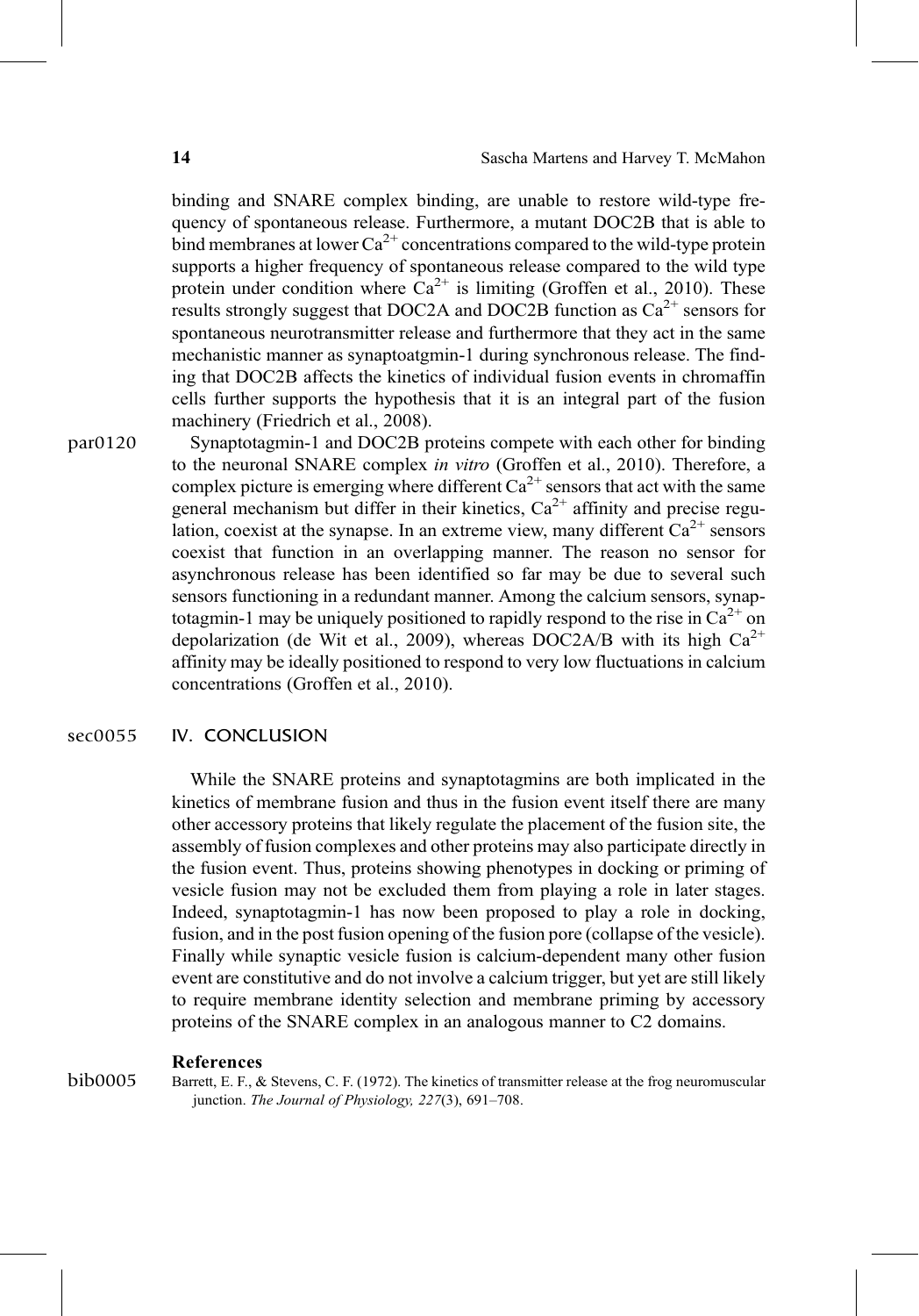binding and SNARE complex binding, are unable to restore wild-type frequency of spontaneous release. Furthermore, a mutant DOC2B that is able to bind membranes at lower $Ca^{2+}$ concentrations compared to the wild-type protein supports a higher frequency of spontaneous release compared to the wild type protein under condition where $Ca^{2+}$ is limiting (Groffen et al., 2010). These results strongly suggest that DOC2A and DOC2B function as $Ca^{2+}$ sensors for spontaneous neurotransmitter release and furthermore that they act in the same mechanistic manner as synaptoatgmin-1 during synchronous release. The finding that DOC2B affects the kinetics of individual fusion events in chromaffin cells further supports the hypothesis that it is an integral part of the fusion machinery (Friedrich et al., 2008).

Synaptotagmin-1 and DOC2B proteins compete with each other for binding to the neuronal SNARE complex *in vitro* (Groffen et al., 2010). Therefore, a complex picture is emerging where different $Ca^{2+}$ sensors that act with the same general mechanism but differ in their kinetics, $Ca^{2+}$ affinity and precise regulation, coexist at the synapse. In an extreme view, many different $Ca^{2+}$ sensors coexist that function in an overlapping manner. The reason no sensor for asynchronous release has been identified so far may be due to several such sensors functioning in a redundant manner. Among the calcium sensors, synaptotagmin-1 may be uniquely positioned to rapidly respond to the rise in $Ca^{2+}$ on depolarization (de Wit et al., 2009), whereas DOC2A/B with its high $Ca^{2+}$ affinity may be ideally positioned to respond to very low fluctuations in calcium concentrations (Groffen et al., 2010).

## IV. CONCLUSION

While the SNARE proteins and synaptotagmins are both implicated in the kinetics of membrane fusion and thus in the fusion event itself there are many other accessory proteins that likely regulate the placement of the fusion site, the assembly of fusion complexes and other proteins may also participate directly in the fusion event. Thus, proteins showing phenotypes in docking or priming of vesicle fusion may not be excluded them from playing a role in later stages. Indeed, synaptotagmin-1 has now been proposed to play a role in docking, fusion, and in the post fusion opening of the fusion pore (collapse of the vesicle). Finally while synaptic vesicle fusion is calcium-dependent many other fusion event are constitutive and do not involve a calcium trigger, but yet are still likely to require membrane identity selection and membrane priming by accessory proteins of the SNARE complex in an analogous manner to C2 domains.

## References

Barrett, E. F., & Stevens, C. F. (1972). The kinetics of transmitter release at the frog neuromuscular junction. *The Journal of Physiology, 227*(3), 691–708.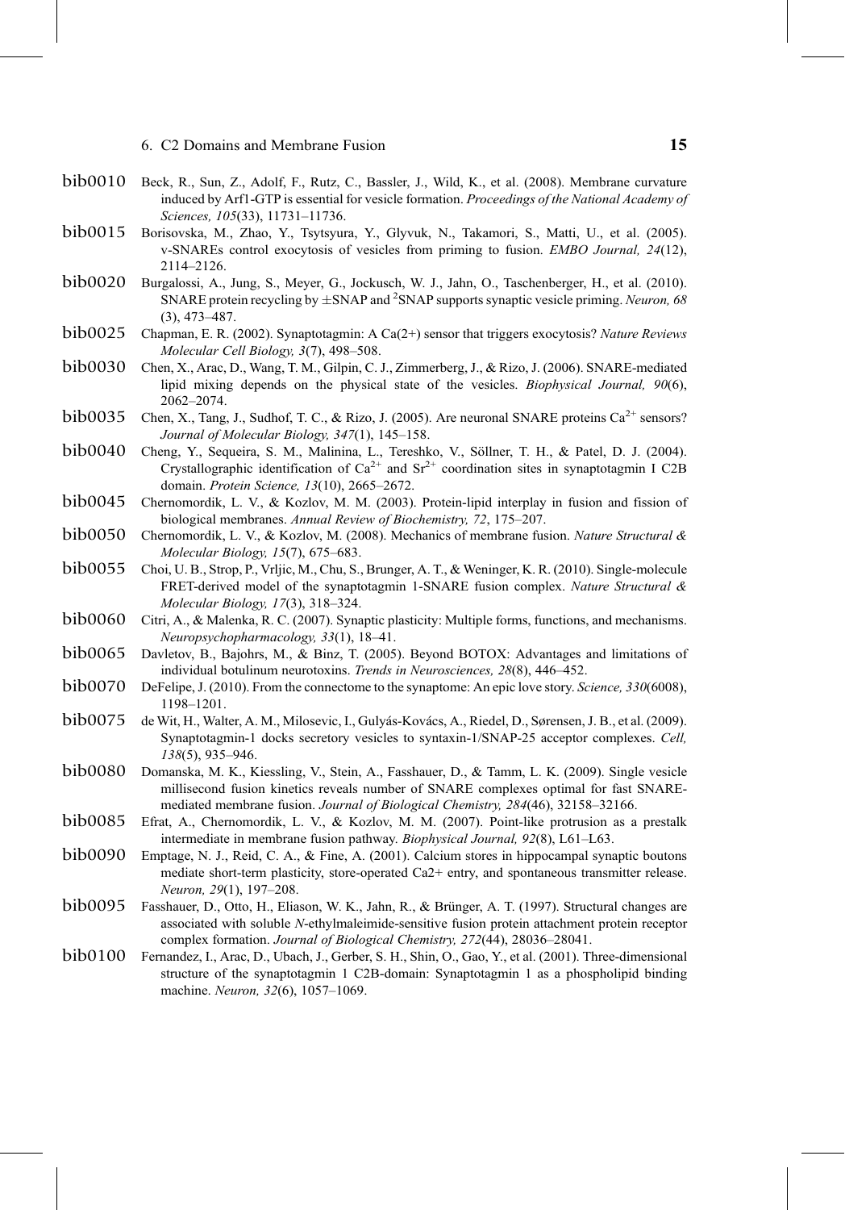bib0010 Beck, R., Sun, Z., Adolf, F., Rutz, C., Bassler, J., Wild, K., et al. (2008). Membrane curvature induced by Arf1-GTP is essential for vesicle formation. *Proceedings of the National Academy of Sciences, 105*(33), 11731–11736.

bib0015 Borisovska, M., Zhao, Y., Tsytsyura, Y., Glyvuk, N., Takamori, S., Matti, U., et al. (2005). v-SNAREs control exocytosis of vesicles from priming to fusion. *EMBO Journal, 24*(12), 2114–2126.

bib0020 Burgalossi, A., Jung, S., Meyer, G., Jockusch, W. J., Jahn, O., Taschenberger, H., et al. (2010). SNARE protein recycling by ±SNAP and ²SNAP supports synaptic vesicle priming. *Neuron, 68* (3), 473–487.

bib0025 Chapman, E. R. (2002). Synaptotagmin: A Ca(2+) sensor that triggers exocytosis? *Nature Reviews Molecular Cell Biology, 3*(7), 498–508.

bib0030 Chen, X., Arac, D., Wang, T. M., Gilpin, C. J., Zimmerberg, J., & Rizo, J. (2006). SNARE-mediated lipid mixing depends on the physical state of the vesicles. *Biophysical Journal, 90*(6), 2062–2074.

bib0035 Chen, X., Tang, J., Sudhof, T. C., & Rizo, J. (2005). Are neuronal SNARE proteins $Ca^{2+}$ sensors? *Journal of Molecular Biology, 347*(1), 145–158.

bib0040 Cheng, Y., Sequeira, S. M., Malinina, L., Tereshko, V., Söllner, T. H., & Patel, D. J. (2004). Crystallographic identification of $Ca^{2+}$ and $Sr^{2+}$ coordination sites in synaptotagmin I C2B domain. *Protein Science, 13*(10), 2665–2672.

bib0045 Chernomordik, L. V., & Kozlov, M. M. (2003). Protein-lipid interplay in fusion and fission of biological membranes. *Annual Review of Biochemistry, 72*, 175–207.

bib0050 Chernomordik, L. V., & Kozlov, M. (2008). Mechanics of membrane fusion. *Nature Structural & Molecular Biology, 15*(7), 675–683.

bib0055 Choi, U. B., Strop, P., Vrljic, M., Chu, S., Brunger, A. T., & Weninger, K. R. (2010). Single-molecule FRET-derived model of the synaptotagmin 1-SNARE fusion complex. *Nature Structural & Molecular Biology, 17*(3), 318–324.

bib0060 Citri, A., & Malenka, R. C. (2007). Synaptic plasticity: Multiple forms, functions, and mechanisms. *Neuropsychopharmacology, 33*(1), 18–41.

bib0065 Davletov, B., Bajohrs, M., & Binz, T. (2005). Beyond BOTOX: Advantages and limitations of individual botulinum neurotoxins. *Trends in Neurosciences, 28*(8), 446–452.

bib0070 DeFelipe, J. (2010). From the connectome to the synaptome: An epic love story. *Science, 330*(6008), 1198–1201.

bib0075 de Wit, H., Walter, A. M., Milosevic, I., Gulyás-Kovács, A., Riedel, D., Sørensen, J. B., et al. (2009). Synaptotagmin-1 docks secretory vesicles to syntaxin-1/SNAP-25 acceptor complexes. *Cell, 138*(5), 935–946.

bib0080 Domanska, M. K., Kiessling, V., Stein, A., Fasshauer, D., & Tamm, L. K. (2009). Single vesicle millisecond fusion kinetics reveals number of SNARE complexes optimal for fast SNARE-mediated membrane fusion. *Journal of Biological Chemistry, 284*(46), 32158–32166.

bib0085 Efrat, A., Chernomordik, L. V., & Kozlov, M. M. (2007). Point-like protrusion as a prestalk intermediate in membrane fusion pathway. *Biophysical Journal, 92*(8), L61–L63.

bib0090 Emptage, N. J., Reid, C. A., & Fine, A. (2001). Calcium stores in hippocampal synaptic boutons mediate short-term plasticity, store-operated Ca2+ entry, and spontaneous transmitter release. *Neuron, 29*(1), 197–208.

bib0095 Fasshauer, D., Otto, H., Eliason, W. K., Jahn, R., & Brünger, A. T. (1997). Structural changes are associated with soluble *N*-ethylmaleimide-sensitive fusion protein attachment protein receptor complex formation. *Journal of Biological Chemistry, 272*(44), 28036–28041.

bib0100 Fernandez, I., Arac, D., Ubach, J., Gerber, S. H., Shin, O., Gao, Y., et al. (2001). Three-dimensional structure of the synaptotagmin 1 C2B-domain: Synaptotagmin 1 as a phospholipid binding machine. *Neuron, 32*(6), 1057–1069.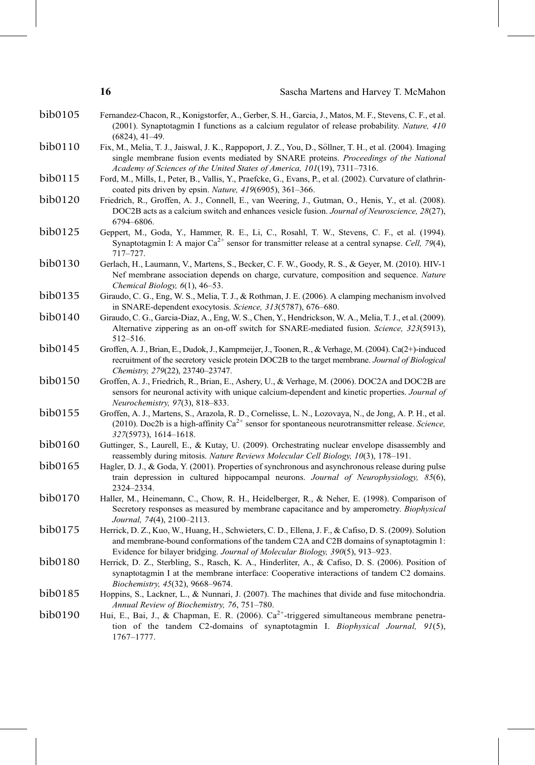bib0105 Fernandez-Chacon, R., Konigstorfer, A., Gerber, S. H., Garcia, J., Matos, M. F., Stevens, C. F., et al. (2001). Synaptotagmin I functions as a calcium regulator of release probability. *Nature, 410*(6824), 41–49.

bib0110 Fix, M., Melia, T. J., Jaiswal, J. K., Rappoport, J. Z., You, D., Söllner, T. H., et al. (2004). Imaging single membrane fusion events mediated by SNARE proteins. *Proceedings of the National Academy of Sciences of the United States of America, 101*(19), 7311–7316.

bib0115 Ford, M., Mills, I., Peter, B., Vallis, Y., Praefcke, G., Evans, P., et al. (2002). Curvature of clathrin-coated pits driven by epsin. *Nature, 419*(6905), 361–366.

bib0120 Friedrich, R., Groffen, A. J., Connell, E., van Weering, J., Gutman, O., Henis, Y., et al. (2008). DOC2B acts as a calcium switch and enhances vesicle fusion. *Journal of Neuroscience, 28*(27), 6794–6806.

bib0125 Geppert, M., Goda, Y., Hammer, R. E., Li, C., Rosahl, T. W., Stevens, C. F., et al. (1994). Synaptotagmin I: A major $Ca^{2+}$ sensor for transmitter release at a central synapse. *Cell, 79*(4), 717–727.

bib0130 Gerlach, H., Laumann, V., Martens, S., Becker, C. F. W., Goody, R. S., & Geyer, M. (2010). HIV-1 Nef membrane association depends on charge, curvature, composition and sequence. *Nature Chemical Biology, 6*(1), 46–53.

bib0135 Giraudo, C. G., Eng, W. S., Melia, T. J., & Rothman, J. E. (2006). A clamping mechanism involved in SNARE-dependent exocytosis. *Science, 313*(5787), 676–680.

bib0140 Giraudo, C. G., Garcia-Diaz, A., Eng, W. S., Chen, Y., Hendrickson, W. A., Melia, T. J., et al. (2009). Alternative zippering as an on-off switch for SNARE-mediated fusion. *Science, 323*(5913), 512–516.

bib0145 Groffen, A. J., Brian, E., Dudok, J., Kampmeijer, J., Toonen, R., & Verhage, M. (2004). Ca(2+)-induced recruitment of the secretory vesicle protein DOC2B to the target membrane. *Journal of Biological Chemistry, 279*(22), 23740–23747.

bib0150 Groffen, A. J., Friedrich, R., Brian, E., Ashery, U., & Verhage, M. (2006). DOC2A and DOC2B are sensors for neuronal activity with unique calcium-dependent and kinetic properties. *Journal of Neurochemistry, 97*(3), 818–833.

bib0155 Groffen, A. J., Martens, S., Arazola, R. D., Cornelisse, L. N., Lozovaya, N., de Jong, A. P. H., et al. (2010). Doc2b is a high-affinity $Ca^{2+}$ sensor for spontaneous neurotransmitter release. *Science, 327*(5973), 1614–1618.

bib0160 Guttinger, S., Laurell, E., & Kutay, U. (2009). Orchestrating nuclear envelope disassembly and reassembly during mitosis. *Nature Reviews Molecular Cell Biology, 10*(3), 178–191.

bib0165 Hagler, D. J., & Goda, Y. (2001). Properties of synchronous and asynchronous release during pulse train depression in cultured hippocampal neurons. *Journal of Neurophysiology, 85*(6), 2324–2334.

bib0170 Haller, M., Heinemann, C., Chow, R. H., Heidelberger, R., & Neher, E. (1998). Comparison of Secretory responses as measured by membrane capacitance and by amperometry. *Biophysical Journal, 74*(4), 2100–2113.

bib0175 Herrick, D. Z., Kuo, W., Huang, H., Schwieters, C. D., Ellena, J. F., & Cafiso, D. S. (2009). Solution and membrane-bound conformations of the tandem C2A and C2B domains of synaptotagmin 1: Evidence for bilayer bridging. *Journal of Molecular Biology, 390*(5), 913–923.

bib0180 Herrick, D. Z., Sterbling, S., Rasch, K. A., Hinderliter, A., & Cafiso, D. S. (2006). Position of synaptotagmin I at the membrane interface: Cooperative interactions of tandem C2 domains. *Biochemistry, 45*(32), 9668–9674.

bib0185 Hoppins, S., Lackner, L., & Nunnari, J. (2007). The machines that divide and fuse mitochondria. *Annual Review of Biochemistry, 76*, 751–780.

bib0190 Hui, E., Bai, J., & Chapman, E. R. (2006). $Ca^{2+}$-triggered simultaneous membrane penetration of the tandem C2-domains of synaptotagmin I. *Biophysical Journal, 91*(5), 1767–1777.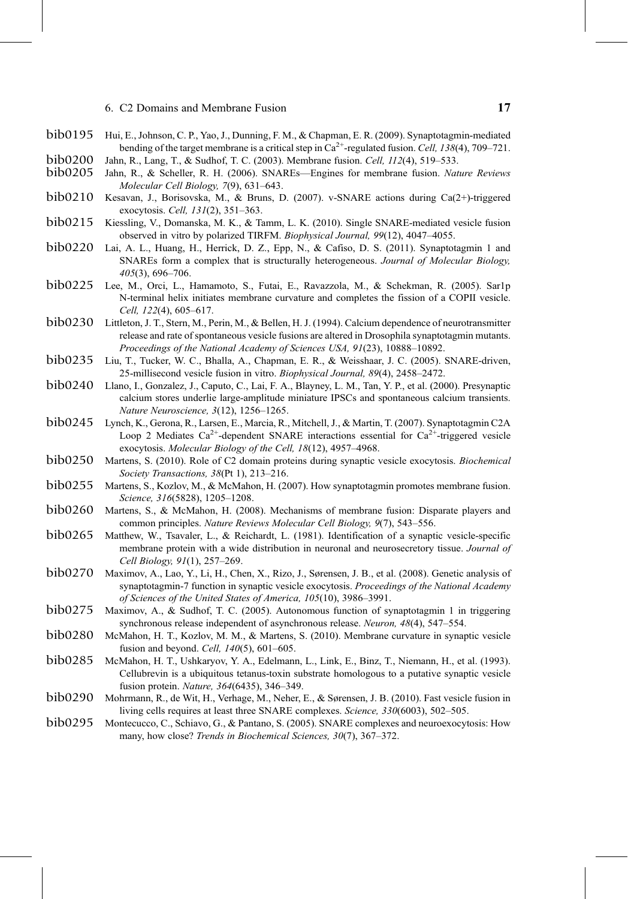bib0195 Hui, E., Johnson, C. P., Yao, J., Dunning, F. M., & Chapman, E. R. (2009). Synaptotagmin-mediated bending of the target membrane is a critical step in $Ca^{2+}$-regulated fusion. *Cell, 138*(4), 709–721.

bib0200 Jahn, R., Lang, T., & Sudhof, T. C. (2003). Membrane fusion. *Cell, 112*(4), 519–533.

bib0205 Jahn, R., & Scheller, R. H. (2006). SNAREs—Engines for membrane fusion. *Nature Reviews Molecular Cell Biology, 7*(9), 631–643.

bib0210 Kesavan, J., Borisovska, M., & Bruns, D. (2007). v-SNARE actions during Ca(2+)-triggered exocytosis. *Cell, 131*(2), 351–363.

bib0215 Kiessling, V., Domanska, M. K., & Tamm, L. K. (2010). Single SNARE-mediated vesicle fusion observed in vitro by polarized TIRFM. *Biophysical Journal, 99*(12), 4047–4055.

bib0220 Lai, A. L., Huang, H., Herrick, D. Z., Epp, N., & Cafiso, D. S. (2011). Synaptotagmin 1 and SNAREs form a complex that is structurally heterogeneous. *Journal of Molecular Biology, 405*(3), 696–706.

bib0225 Lee, M., Orci, L., Hamamoto, S., Futai, E., Ravazzola, M., & Schekman, R. (2005). Sar1p N-terminal helix initiates membrane curvature and completes the fission of a COPII vesicle. *Cell, 122*(4), 605–617.

bib0230 Littleton, J. T., Stern, M., Perin, M., & Bellen, H. J. (1994). Calcium dependence of neurotransmitter release and rate of spontaneous vesicle fusions are altered in Drosophila synaptotagmin mutants. *Proceedings of the National Academy of Sciences USA, 91*(23), 10888–10892.

bib0235 Liu, T., Tucker, W. C., Bhalla, A., Chapman, E. R., & Weisshaar, J. C. (2005). SNARE-driven, 25-millisecond vesicle fusion in vitro. *Biophysical Journal, 89*(4), 2458–2472.

bib0240 Llano, I., Gonzalez, J., Caputo, C., Lai, F. A., Blayney, L. M., Tan, Y. P., et al. (2000). Presynaptic calcium stores underlie large-amplitude miniature IPSCs and spontaneous calcium transients. *Nature Neuroscience, 3*(12), 1256–1265.

bib0245 Lynch, K., Gerona, R., Larsen, E., Marcia, R., Mitchell, J., & Martin, T. (2007). Synaptotagmin C2A Loop 2 Mediates $Ca^{2+}$-dependent SNARE interactions essential for $Ca^{2+}$-triggered vesicle exocytosis. *Molecular Biology of the Cell, 18*(12), 4957–4968.

bib0250 Martens, S. (2010). Role of C2 domain proteins during synaptic vesicle exocytosis. *Biochemical Society Transactions, 38*(Pt 1), 213–216.

bib0255 Martens, S., Kozlov, M., & McMahon, H. (2007). How synaptotagmin promotes membrane fusion. *Science, 316*(5828), 1205–1208.

bib0260 Martens, S., & McMahon, H. (2008). Mechanisms of membrane fusion: Disparate players and common principles. *Nature Reviews Molecular Cell Biology, 9*(7), 543–556.

bib0265 Matthew, W., Tsavaler, L., & Reichardt, L. (1981). Identification of a synaptic vesicle-specific membrane protein with a wide distribution in neuronal and neurosecretory tissue. *Journal of Cell Biology, 91*(1), 257–269.

bib0270 Maximov, A., Lao, Y., Li, H., Chen, X., Rizo, J., Sørensen, J. B., et al. (2008). Genetic analysis of synaptotagmin-7 function in synaptic vesicle exocytosis. *Proceedings of the National Academy of Sciences of the United States of America, 105*(10), 3986–3991.

bib0275 Maximov, A., & Sudhof, T. C. (2005). Autonomous function of synaptotagmin 1 in triggering synchronous release independent of asynchronous release. *Neuron, 48*(4), 547–554.

bib0280 McMahon, H. T., Kozlov, M. M., & Martens, S. (2010). Membrane curvature in synaptic vesicle fusion and beyond. *Cell, 140*(5), 601–605.

bib0285 McMahon, H. T., Ushkaryov, Y. A., Edelmann, L., Link, E., Binz, T., Niemann, H., et al. (1993). Cellubrevin is a ubiquitous tetanus-toxin substrate homologous to a putative synaptic vesicle fusion protein. *Nature, 364*(6435), 346–349.

bib0290 Mohrmann, R., de Wit, H., Verhage, M., Neher, E., & Sørensen, J. B. (2010). Fast vesicle fusion in living cells requires at least three SNARE complexes. *Science, 330*(6003), 502–505.

bib0295 Montecucco, C., Schiavo, G., & Pantano, S. (2005). SNARE complexes and neuroexocytosis: How many, how close? *Trends in Biochemical Sciences, 30*(7), 367–372.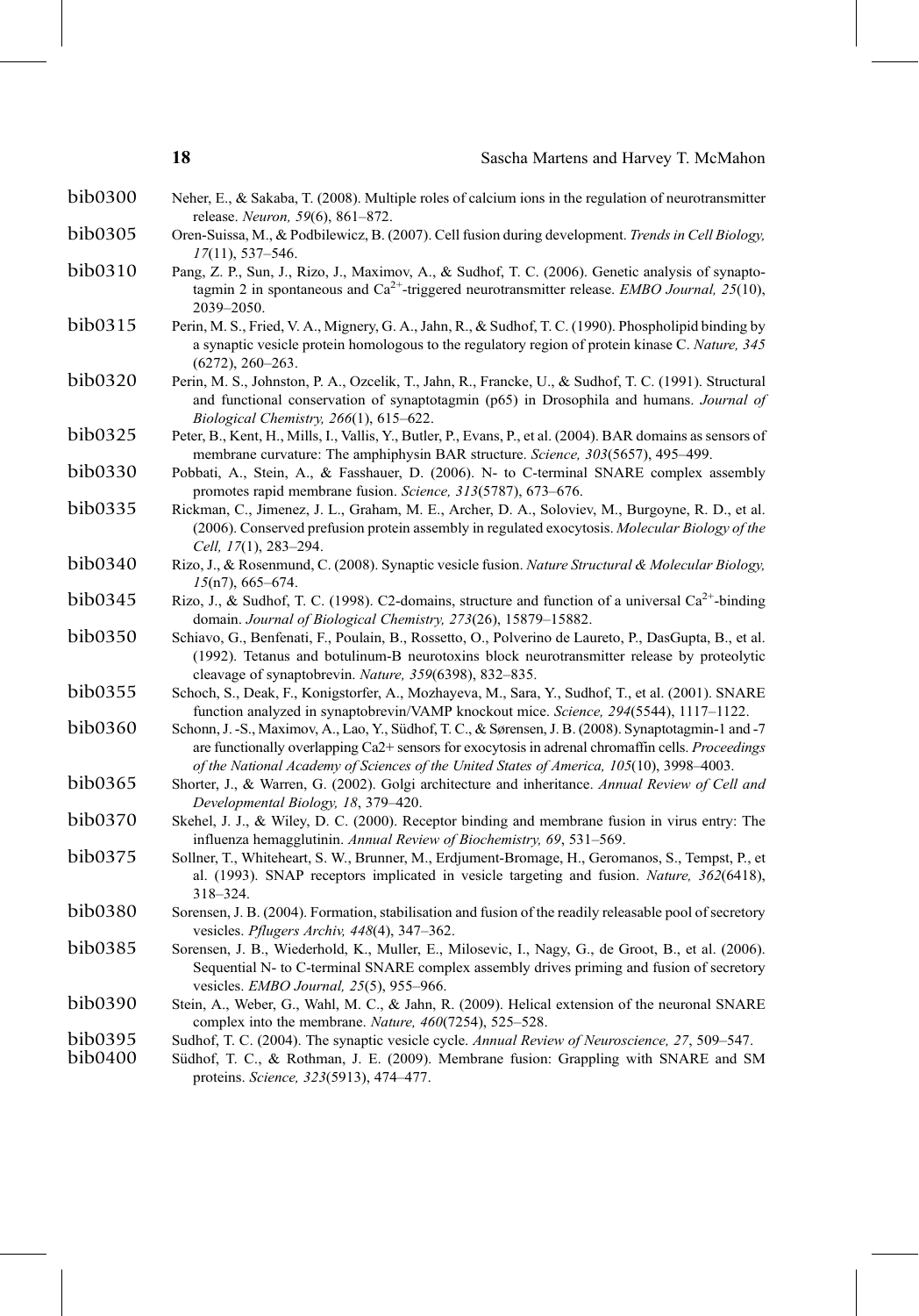bib0300 Neher, E., & Sakaba, T. (2008). Multiple roles of calcium ions in the regulation of neurotransmitter release. *Neuron, 59*(6), 861–872.

bib0305 Oren-Suissa, M., & Podbilewicz, B. (2007). Cell fusion during development. *Trends in Cell Biology, 17*(11), 537–546.

bib0310 Pang, Z. P., Sun, J., Rizo, J., Maximov, A., & Sudhof, T. C. (2006). Genetic analysis of synaptotagmin 2 in spontaneous and $Ca^{2+}$-triggered neurotransmitter release. *EMBO Journal, 25*(10), 2039–2050.

bib0315 Perin, M. S., Fried, V. A., Mignery, G. A., Jahn, R., & Sudhof, T. C. (1990). Phospholipid binding by a synaptic vesicle protein homologous to the regulatory region of protein kinase C. *Nature, 345* (6272), 260–263.

bib0320 Perin, M. S., Johnston, P. A., Ozcelik, T., Jahn, R., Francke, U., & Sudhof, T. C. (1991). Structural and functional conservation of synaptotagmin (p65) in Drosophila and humans. *Journal of Biological Chemistry, 266*(1), 615–622.

bib0325 Peter, B., Kent, H., Mills, I., Vallis, Y., Butler, P., Evans, P., et al. (2004). BAR domains as sensors of membrane curvature: The amphiphysin BAR structure. *Science, 303*(5657), 495–499.

bib0330 Pobbati, A., Stein, A., & Fasshauer, D. (2006). N- to C-terminal SNARE complex assembly promotes rapid membrane fusion. *Science, 313*(5787), 673–676.

bib0335 Rickman, C., Jimenez, J. L., Graham, M. E., Archer, D. A., Soloviev, M., Burgoyne, R. D., et al. (2006). Conserved prefusion protein assembly in regulated exocytosis. *Molecular Biology of the Cell, 17*(1), 283–294.

bib0340 Rizo, J., & Rosenmund, C. (2008). Synaptic vesicle fusion. *Nature Structural & Molecular Biology, 15*(n7), 665–674.

bib0345 Rizo, J., & Sudhof, T. C. (1998). C2-domains, structure and function of a universal $Ca^{2+}$-binding domain. *Journal of Biological Chemistry, 273*(26), 15879–15882.

bib0350 Schiavo, G., Benfenati, F., Poulain, B., Rossetto, O., Polverino de Laureto, P., DasGupta, B., et al. (1992). Tetanus and botulinum-B neurotoxins block neurotransmitter release by proteolytic cleavage of synaptobrevin. *Nature, 359*(6398), 832–835.

bib0355 Schoch, S., Deak, F., Konigstorfer, A., Mozhayeva, M., Sara, Y., Sudhof, T., et al. (2001). SNARE function analyzed in synaptobrevin/VAMP knockout mice. *Science, 294*(5544), 1117–1122.

bib0360 Schonn, J. -S., Maximov, A., Lao, Y., Südhof, T. C., & Sørensen, J. B. (2008). Synaptotagmin-1 and -7 are functionally overlapping Ca2+ sensors for exocytosis in adrenal chromaffin cells. *Proceedings of the National Academy of Sciences of the United States of America, 105*(10), 3998–4003.

bib0365 Shorter, J., & Warren, G. (2002). Golgi architecture and inheritance. *Annual Review of Cell and Developmental Biology, 18*, 379–420.

bib0370 Skehel, J. J., & Wiley, D. C. (2000). Receptor binding and membrane fusion in virus entry: The influenza hemagglutinin. *Annual Review of Biochemistry, 69*, 531–569.

bib0375 Sollner, T., Whiteheart, S. W., Brunner, M., Erdjument-Bromage, H., Geromanos, S., Tempst, P., et al. (1993). SNAP receptors implicated in vesicle targeting and fusion. *Nature, 362*(6418), 318–324.

bib0380 Sorensen, J. B. (2004). Formation, stabilisation and fusion of the readily releasable pool of secretory vesicles. *Pflugers Archiv, 448*(4), 347–362.

bib0385 Sorensen, J. B., Wiederhold, K., Muller, E., Milosevic, I., Nagy, G., de Groot, B., et al. (2006). Sequential N- to C-terminal SNARE complex assembly drives priming and fusion of secretory vesicles. *EMBO Journal, 25*(5), 955–966.

bib0390 Stein, A., Weber, G., Wahl, M. C., & Jahn, R. (2009). Helical extension of the neuronal SNARE complex into the membrane. *Nature, 460*(7254), 525–528.

bib0395 Sudhof, T. C. (2004). The synaptic vesicle cycle. *Annual Review of Neuroscience, 27*, 509–547.

bib0400 Südhof, T. C., & Rothman, J. E. (2009). Membrane fusion: Grappling with SNARE and SM proteins. *Science, 323*(5913), 474–477.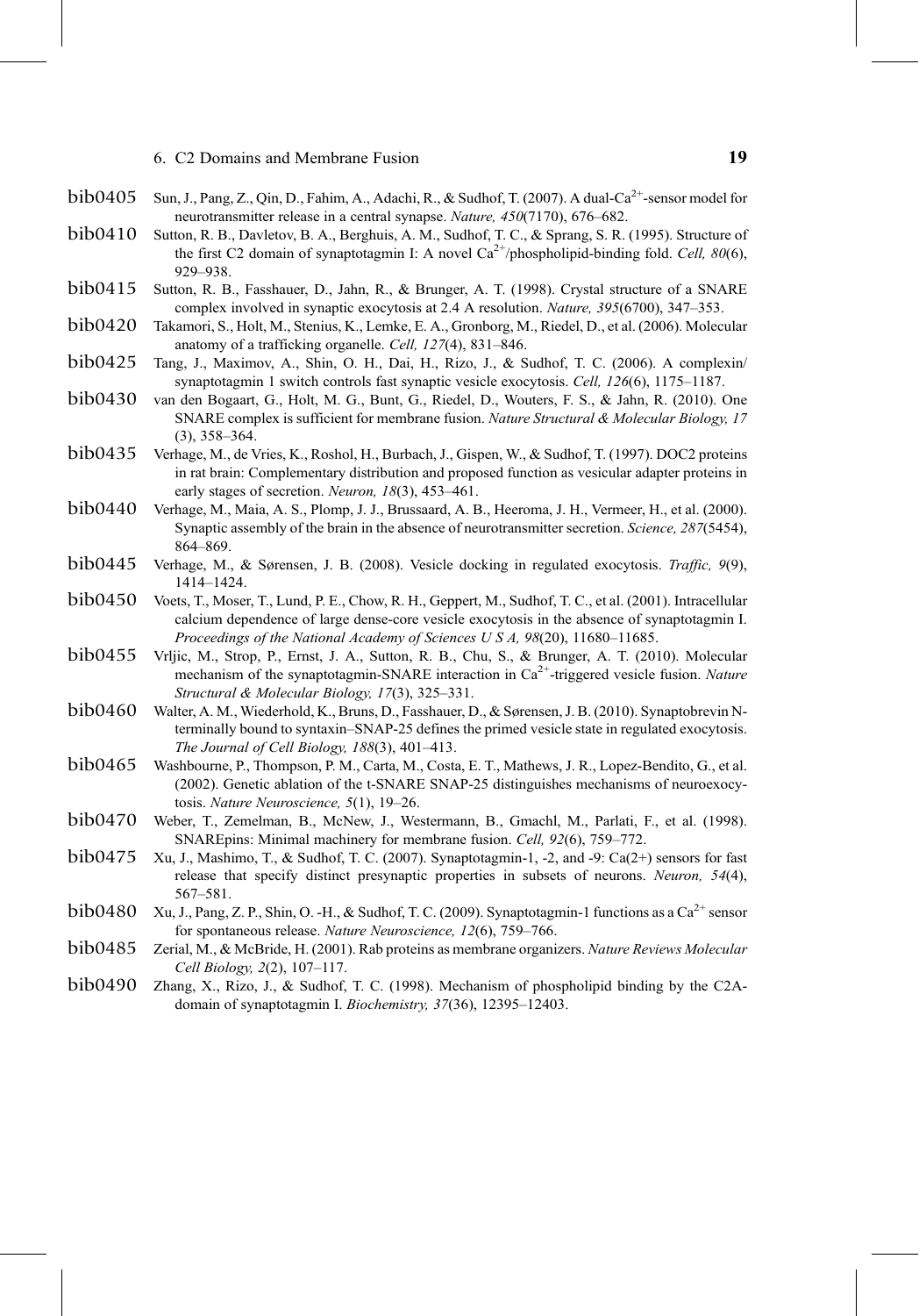bib0405 Sun, J., Pang, Z., Qin, D., Fahim, A., Adachi, R., & Sudhof, T. (2007). A dual-$Ca^{2+}$-sensor model for neurotransmitter release in a central synapse. *Nature, 450*(7170), 676–682.

bib0410 Sutton, R. B., Davletov, B. A., Berghuis, A. M., Sudhof, T. C., & Sprang, S. R. (1995). Structure of the first C2 domain of synaptotagmin I: A novel $Ca^{2+}$/phospholipid-binding fold. *Cell, 80*(6), 929–938.

bib0415 Sutton, R. B., Fasshauer, D., Jahn, R., & Brunger, A. T. (1998). Crystal structure of a SNARE complex involved in synaptic exocytosis at 2.4 A resolution. *Nature, 395*(6700), 347–353.

bib0420 Takamori, S., Holt, M., Stenius, K., Lemke, E. A., Gronborg, M., Riedel, D., et al. (2006). Molecular anatomy of a trafficking organelle. *Cell, 127*(4), 831–846.

bib0425 Tang, J., Maximov, A., Shin, O. H., Dai, H., Rizo, J., & Sudhof, T. C. (2006). A complexin/synaptotagmin 1 switch controls fast synaptic vesicle exocytosis. *Cell, 126*(6), 1175–1187.

bib0430 van den Bogaart, G., Holt, M. G., Bunt, G., Riedel, D., Wouters, F. S., & Jahn, R. (2010). One SNARE complex is sufficient for membrane fusion. *Nature Structural & Molecular Biology, 17* (3), 358–364.

bib0435 Verhage, M., de Vries, K., Roshol, H., Burbach, J., Gispen, W., & Sudhof, T. (1997). DOC2 proteins in rat brain: Complementary distribution and proposed function as vesicular adapter proteins in early stages of secretion. *Neuron, 18*(3), 453–461.

bib0440 Verhage, M., Maia, A. S., Plomp, J. J., Brussaard, A. B., Heeroma, J. H., Vermeer, H., et al. (2000). Synaptic assembly of the brain in the absence of neurotransmitter secretion. *Science, 287*(5454), 864–869.

bib0445 Verhage, M., & Sørensen, J. B. (2008). Vesicle docking in regulated exocytosis. *Traffic, 9*(9), 1414–1424.

bib0450 Voets, T., Moser, T., Lund, P. E., Chow, R. H., Geppert, M., Sudhof, T. C., et al. (2001). Intracellular calcium dependence of large dense-core vesicle exocytosis in the absence of synaptotagmin I. *Proceedings of the National Academy of Sciences U S A, 98*(20), 11680–11685.

bib0455 Vrljic, M., Strop, P., Ernst, J. A., Sutton, R. B., Chu, S., & Brunger, A. T. (2010). Molecular mechanism of the synaptotagmin-SNARE interaction in $Ca^{2+}$-triggered vesicle fusion. *Nature Structural & Molecular Biology, 17*(3), 325–331.

bib0460 Walter, A. M., Wiederhold, K., Bruns, D., Fasshauer, D., & Sørensen, J. B. (2010). Synaptobrevin N-terminally bound to syntaxin–SNAP-25 defines the primed vesicle state in regulated exocytosis. *The Journal of Cell Biology, 188*(3), 401–413.

bib0465 Washbourne, P., Thompson, P. M., Carta, M., Costa, E. T., Mathews, J. R., Lopez-Bendito, G., et al. (2002). Genetic ablation of the t-SNARE SNAP-25 distinguishes mechanisms of neuroexocytosis. *Nature Neuroscience, 5*(1), 19–26.

bib0470 Weber, T., Zemelman, B., McNew, J., Westermann, B., Gmachl, M., Parlati, F., et al. (1998). SNAREpins: Minimal machinery for membrane fusion. *Cell, 92*(6), 759–772.

bib0475 Xu, J., Mashimo, T., & Sudhof, T. C. (2007). Synaptotagmin-1, -2, and -9: Ca(2+) sensors for fast release that specify distinct presynaptic properties in subsets of neurons. *Neuron, 54*(4), 567–581.

bib0480 Xu, J., Pang, Z. P., Shin, O. -H., & Sudhof, T. C. (2009). Synaptotagmin-1 functions as a $Ca^{2+}$ sensor for spontaneous release. *Nature Neuroscience, 12*(6), 759–766.

bib0485 Zerial, M., & McBride, H. (2001). Rab proteins as membrane organizers. *Nature Reviews Molecular Cell Biology, 2*(2), 107–117.

bib0490 Zhang, X., Rizo, J., & Sudhof, T. C. (1998). Mechanism of phospholipid binding by the C2A-domain of synaptotagmin I. *Biochemistry, 37*(36), 12395–12403.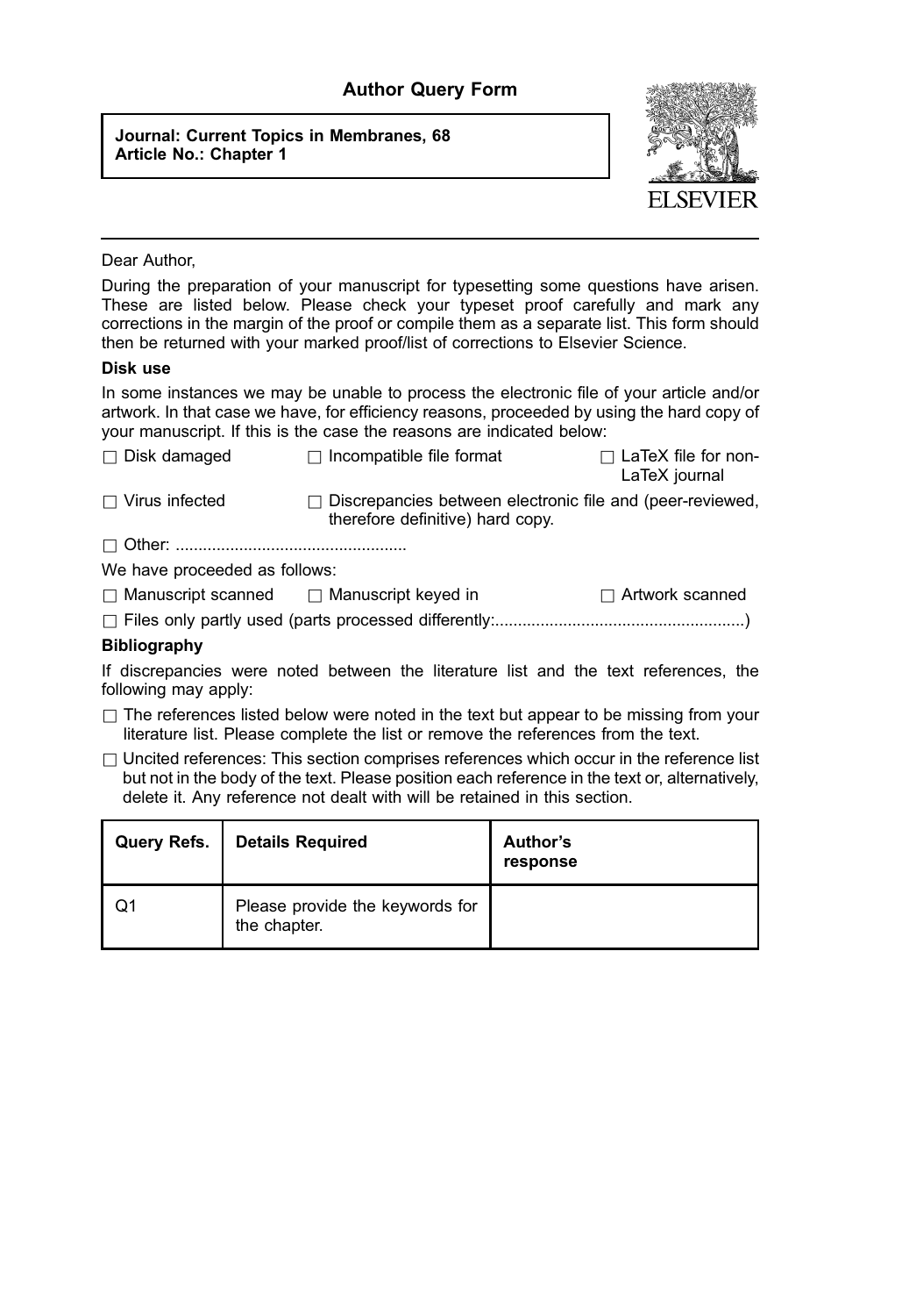# Author Query Form

**Journal: Current Topics in Membranes, 68**
**Article No.: Chapter 1**

ELSEVIER

Dear Author,

During the preparation of your manuscript for typesetting some questions have arisen. These are listed below. Please check your typeset proof carefully and mark any corrections in the margin of the proof or compile them as a separate list. This form should then be returned with your marked proof/list of corrections to Elsevier Science.

### Disk use

In some instances we may be unable to process the electronic file of your article and/or artwork. In that case we have, for efficiency reasons, proceeded by using the hard copy of your manuscript. If this is the case the reasons are indicated below:

□ Disk damaged □ Incompatible file format □ LaTeX file for non-LaTeX journal

□ Virus infected □ Discrepancies between electronic file and (peer-reviewed, therefore definitive) hard copy.

□ Other: ..................................................

We have proceeded as follows:

□ Manuscript scanned □ Manuscript keyed in □ Artwork scanned

□ Files only partly used (parts processed differently:......................................................)

### Bibliography

If discrepancies were noted between the literature list and the text references, the following may apply:

□ The references listed below were noted in the text but appear to be missing from your literature list. Please complete the list or remove the references from the text.

□ Uncited references: This section comprises references which occur in the reference list but not in the body of the text. Please position each reference in the text or, alternatively, delete it. Any reference not dealt with will be retained in this section.

| Query Refs. | Details Required | Author's response |
|---|---|---|
| Q1 | Please provide the keywords for the chapter. | |